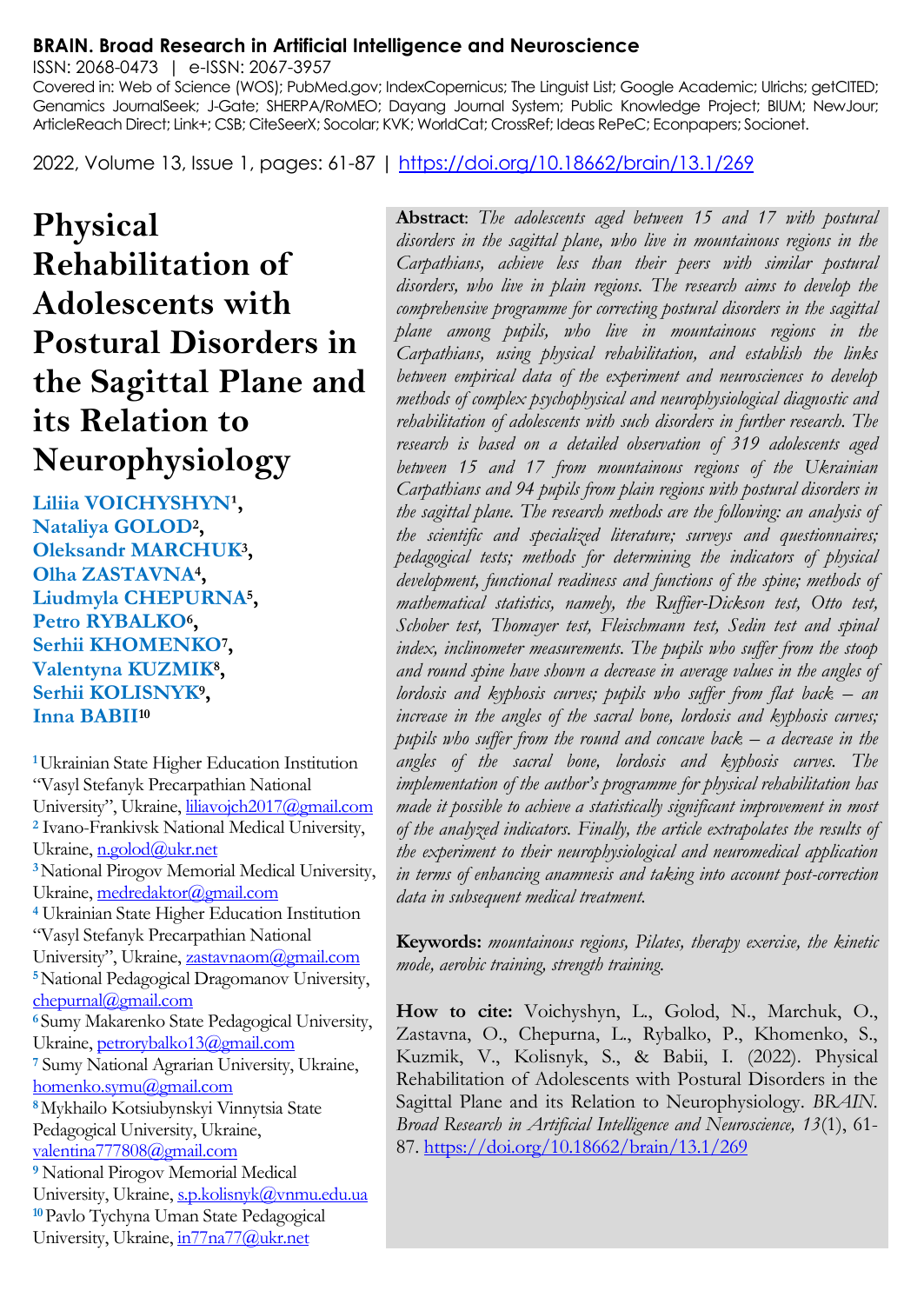**BRAIN. Broad Research in Artificial Intelligence and Neuroscience**

ISSN: 2068-0473 | e-ISSN: 2067-3957

Covered in: Web of Science (WOS); PubMed.gov; IndexCopernicus; The Linguist List; Google Academic; Ulrichs; getCITED; Genamics JournalSeek; J-Gate; SHERPA/RoMEO; Dayang Journal System; Public Knowledge Project; BIUM; NewJour; ArticleReach Direct; Link+; CSB; CiteSeerX; Socolar; KVK; WorldCat; CrossRef; Ideas RePeC; Econpapers; Socionet.

2022, Volume 13, Issue 1, pages: 61-87 | https://doi.org/10.18662/brain/13.1/269

# Physical Rehabilitation of Adolescents with Postural Disorders in the Sagittal Plane and its Relation to Neurophysiology

**Liliia VOICHYSHYN[1], Nataliya GOLOD[2], Oleksandr MARCHUK[3], Olha ZASTAVNA[4], Liudmyla CHEPURNA[5], Petro RYBALKO[6], Serhii KHOMENKO[7], Valentyna KUZMIK[8], Serhii KOLISNYK[9], Inna BABII[10]**

[1] Ukrainian State Higher Education Institution "Vasyl Stefanyk Precarpathian National University", Ukraine, liliavojch2017@gmail.com
[2] Ivano-Frankivsk National Medical University, Ukraine, n.golod@ukr.net
[3] National Pirogov Memorial Medical University, Ukraine, medredaktor@gmail.com
[4] Ukrainian State Higher Education Institution "Vasyl Stefanyk Precarpathian National University", Ukraine, zastavnaom@gmail.com
[5] National Pedagogical Dragomanov University, chepurnal@gmail.com
[6] Sumy Makarenko State Pedagogical University, Ukraine, petrorybalko13@gmail.com
[7] Sumy National Agrarian University, Ukraine, homenko.symu@gmail.com
[8] Mykhailo Kotsiubynskyi Vinnytsia State Pedagogical University, Ukraine, valentina777808@gmail.com
[9] National Pirogov Memorial Medical University, Ukraine, s.p.kolisnyk@vnmu.edu.ua
[10] Pavlo Tychyna Uman State Pedagogical University, Ukraine, in77na77@ukr.net

**Abstract**: *The adolescents aged between 15 and 17 with postural disorders in the sagittal plane, who live in mountainous regions in the Carpathians, achieve less than their peers with similar postural disorders, who live in plain regions. The research aims to develop the comprehensive programme for correcting postural disorders in the sagittal plane among pupils, who live in mountainous regions in the Carpathians, using physical rehabilitation, and establish the links between empirical data of the experiment and neurosciences to develop methods of complex psychophysical and neurophysiological diagnostic and rehabilitation of adolescents with such disorders in further research. The research is based on a detailed observation of 319 adolescents aged between 15 and 17 from mountainous regions of the Ukrainian Carpathians and 94 pupils from plain regions with postural disorders in the sagittal plane. The research methods are the following: an analysis of the scientific and specialized literature; surveys and questionnaires; pedagogical tests; methods for determining the indicators of physical development, functional readiness and functions of the spine; methods of mathematical statistics, namely, the Ruffier-Dickson test, Otto test, Schober test, Thomayer test, Fleischmann test, Sedin test and spinal index, inclinometer measurements. The pupils who suffer from the stoop and round spine have shown a decrease in average values in the angles of lordosis and kyphosis curves; pupils who suffer from flat back – an increase in the angles of the sacral bone, lordosis and kyphosis curves; pupils who suffer from the round and concave back – a decrease in the angles of the sacral bone, lordosis and kyphosis curves. The implementation of the author's programme for physical rehabilitation has made it possible to achieve a statistically significant improvement in most of the analyzed indicators. Finally, the article extrapolates the results of the experiment to their neurophysiological and neuromedical application in terms of enhancing anamnesis and taking into account post-correction data in subsequent medical treatment.*

**Keywords:** *mountainous regions, Pilates, therapy exercise, the kinetic mode, aerobic training, strength training.*

**How to cite:** Voichyshyn, L., Golod, N., Marchuk, O., Zastavna, O., Chepurna, L., Rybalko, P., Khomenko, S., Kuzmik, V., Kolisnyk, S., & Babii, I. (2022). Physical Rehabilitation of Adolescents with Postural Disorders in the Sagittal Plane and its Relation to Neurophysiology. *BRAIN. Broad Research in Artificial Intelligence and Neuroscience, 13*(1), 61-87. https://doi.org/10.18662/brain/13.1/269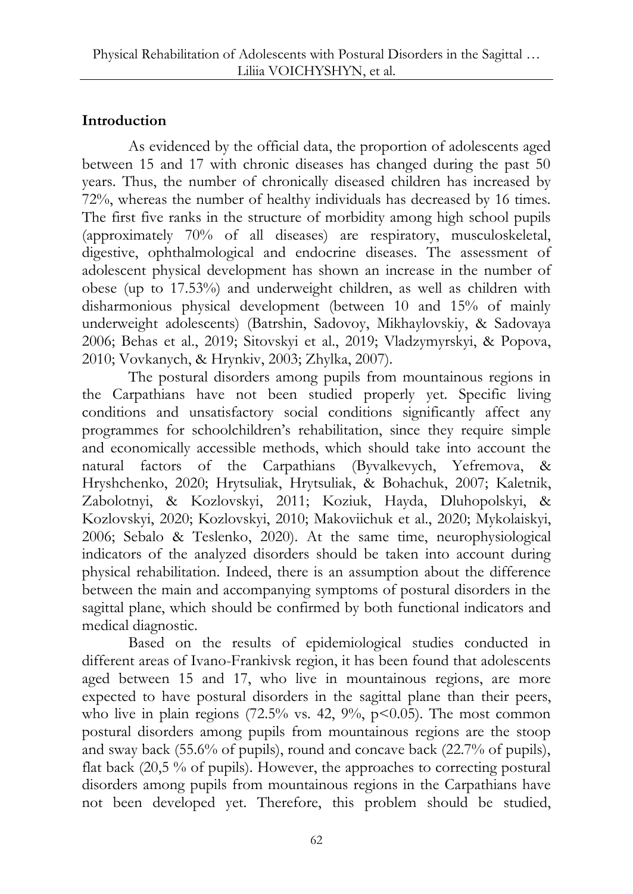## Introduction

As evidenced by the official data, the proportion of adolescents aged between 15 and 17 with chronic diseases has changed during the past 50 years. Thus, the number of chronically diseased children has increased by 72%, whereas the number of healthy individuals has decreased by 16 times. The first five ranks in the structure of morbidity among high school pupils (approximately 70% of all diseases) are respiratory, musculoskeletal, digestive, ophthalmological and endocrine diseases. The assessment of adolescent physical development has shown an increase in the number of obese (up to 17.53%) and underweight children, as well as children with disharmonious physical development (between 10 and 15% of mainly underweight adolescents) (Batrshin, Sadovoy, Mikhaylovskiy, & Sadovaya 2006; Behas et al., 2019; Sitovskyi et al., 2019; Vladzymyrskyi, & Popova, 2010; Vovkanych, & Hrynkiv, 2003; Zhylka, 2007).

The postural disorders among pupils from mountainous regions in the Carpathians have not been studied properly yet. Specific living conditions and unsatisfactory social conditions significantly affect any programmes for schoolchildren's rehabilitation, since they require simple and economically accessible methods, which should take into account the natural factors of the Carpathians (Byvalkevych, Yefremova, & Hryshchenko, 2020; Hrytsuliak, Hrytsuliak, & Bohachuk, 2007; Kaletnik, Zabolotnyi, & Kozlovskyi, 2011; Koziuk, Hayda, Dluhopolskyi, & Kozlovskyi, 2020; Kozlovskyi, 2010; Makoviichuk et al., 2020; Mykolaiskyi, 2006; Sebalo & Teslenko, 2020). At the same time, neurophysiological indicators of the analyzed disorders should be taken into account during physical rehabilitation. Indeed, there is an assumption about the difference between the main and accompanying symptoms of postural disorders in the sagittal plane, which should be confirmed by both functional indicators and medical diagnostic.

Based on the results of epidemiological studies conducted in different areas of Ivano-Frankivsk region, it has been found that adolescents aged between 15 and 17, who live in mountainous regions, are more expected to have postural disorders in the sagittal plane than their peers, who live in plain regions (72.5% vs. 42, 9%, $p<0.05$). The most common postural disorders among pupils from mountainous regions are the stoop and sway back (55.6% of pupils), round and concave back (22.7% of pupils), flat back (20,5 % of pupils). However, the approaches to correcting postural disorders among pupils from mountainous regions in the Carpathians have not been developed yet. Therefore, this problem should be studied,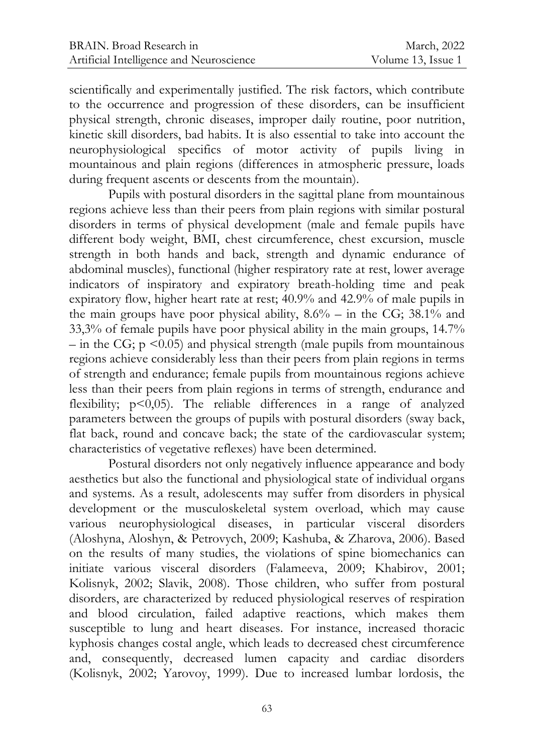scientifically and experimentally justified. The risk factors, which contribute to the occurrence and progression of these disorders, can be insufficient physical strength, chronic diseases, improper daily routine, poor nutrition, kinetic skill disorders, bad habits. It is also essential to take into account the neurophysiological specifics of motor activity of pupils living in mountainous and plain regions (differences in atmospheric pressure, loads during frequent ascents or descents from the mountain).

Pupils with postural disorders in the sagittal plane from mountainous regions achieve less than their peers from plain regions with similar postural disorders in terms of physical development (male and female pupils have different body weight, BMI, chest circumference, chest excursion, muscle strength in both hands and back, strength and dynamic endurance of abdominal muscles), functional (higher respiratory rate at rest, lower average indicators of inspiratory and expiratory breath-holding time and peak expiratory flow, higher heart rate at rest; 40.9% and 42.9% of male pupils in the main groups have poor physical ability, 8.6% – in the CG; 38.1% and 33,3% of female pupils have poor physical ability in the main groups, 14.7% – in the CG; $p < 0.05$) and physical strength (male pupils from mountainous regions achieve considerably less than their peers from plain regions in terms of strength and endurance; female pupils from mountainous regions achieve less than their peers from plain regions in terms of strength, endurance and flexibility; $p<0,05$). The reliable differences in a range of analyzed parameters between the groups of pupils with postural disorders (sway back, flat back, round and concave back; the state of the cardiovascular system; characteristics of vegetative reflexes) have been determined.

Postural disorders not only negatively influence appearance and body aesthetics but also the functional and physiological state of individual organs and systems. As a result, adolescents may suffer from disorders in physical development or the musculoskeletal system overload, which may cause various neurophysiological diseases, in particular visceral disorders (Aloshyna, Aloshyn, & Petrovych, 2009; Kashuba, & Zharova, 2006). Based on the results of many studies, the violations of spine biomechanics can initiate various visceral disorders (Falameeva, 2009; Khabirov, 2001; Kolisnyk, 2002; Slavik, 2008). Those children, who suffer from postural disorders, are characterized by reduced physiological reserves of respiration and blood circulation, failed adaptive reactions, which makes them susceptible to lung and heart diseases. For instance, increased thoracic kyphosis changes costal angle, which leads to decreased chest circumference and, consequently, decreased lumen capacity and cardiac disorders (Kolisnyk, 2002; Yarovoy, 1999). Due to increased lumbar lordosis, the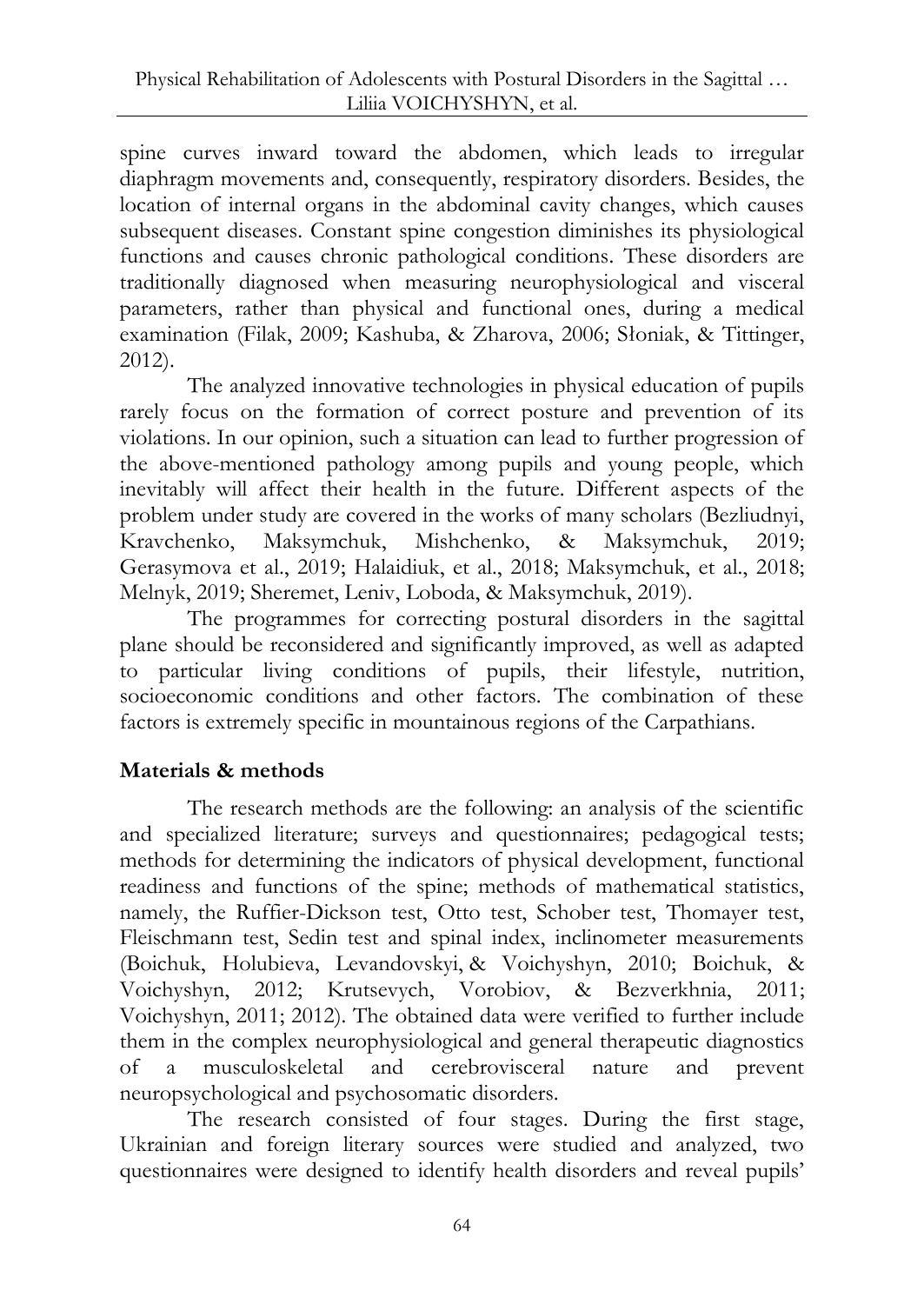spine curves inward toward the abdomen, which leads to irregular diaphragm movements and, consequently, respiratory disorders. Besides, the location of internal organs in the abdominal cavity changes, which causes subsequent diseases. Constant spine congestion diminishes its physiological functions and causes chronic pathological conditions. These disorders are traditionally diagnosed when measuring neurophysiological and visceral parameters, rather than physical and functional ones, during a medical examination (Filak, 2009; Kashuba, & Zharova, 2006; Słoniak, & Tittinger, 2012).

The analyzed innovative technologies in physical education of pupils rarely focus on the formation of correct posture and prevention of its violations. In our opinion, such a situation can lead to further progression of the above-mentioned pathology among pupils and young people, which inevitably will affect their health in the future. Different aspects of the problem under study are covered in the works of many scholars (Bezliudnyi, Kravchenko, Maksymchuk, Mishchenko, & Maksymchuk, 2019; Gerasymova et al., 2019; Halaidiuk, et al., 2018; Maksymchuk, et al., 2018; Melnyk, 2019; Sheremet, Leniv, Loboda, & Maksymchuk, 2019).

The programmes for correcting postural disorders in the sagittal plane should be reconsidered and significantly improved, as well as adapted to particular living conditions of pupils, their lifestyle, nutrition, socioeconomic conditions and other factors. The combination of these factors is extremely specific in mountainous regions of the Carpathians.

## Materials & methods

The research methods are the following: an analysis of the scientific and specialized literature; surveys and questionnaires; pedagogical tests; methods for determining the indicators of physical development, functional readiness and functions of the spine; methods of mathematical statistics, namely, the Ruffier-Dickson test, Otto test, Schober test, Thomayer test, Fleischmann test, Sedin test and spinal index, inclinometer measurements (Boichuk, Holubieva, Levandovskyi, & Voichyshyn, 2010; Boichuk, & Voichyshyn, 2012; Krutsevych, Vorobiov, & Bezverkhnia, 2011; Voichyshyn, 2011; 2012). The obtained data were verified to further include them in the complex neurophysiological and general therapeutic diagnostics of a musculoskeletal and cerebrovisceral nature and prevent neuropsychological and psychosomatic disorders.

The research consisted of four stages. During the first stage, Ukrainian and foreign literary sources were studied and analyzed, two questionnaires were designed to identify health disorders and reveal pupils'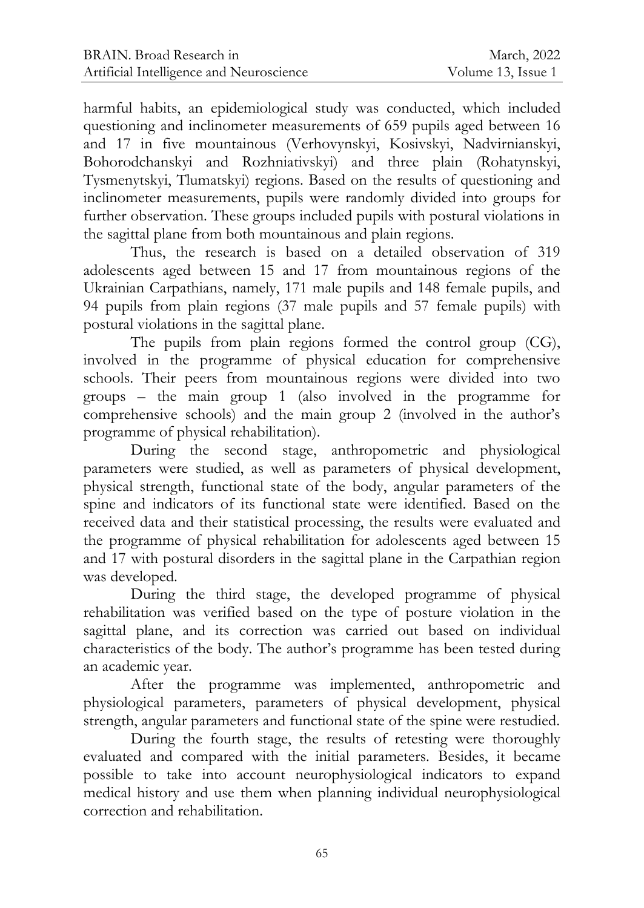harmful habits, an epidemiological study was conducted, which included questioning and inclinometer measurements of 659 pupils aged between 16 and 17 in five mountainous (Verhovynskyi, Kosivskyi, Nadvirnianskyi, Bohorodchanskyi and Rozhniativskyi) and three plain (Rohatynskyi, Tysmenytskyi, Tlumatskyi) regions. Based on the results of questioning and inclinometer measurements, pupils were randomly divided into groups for further observation. These groups included pupils with postural violations in the sagittal plane from both mountainous and plain regions.

Thus, the research is based on a detailed observation of 319 adolescents aged between 15 and 17 from mountainous regions of the Ukrainian Carpathians, namely, 171 male pupils and 148 female pupils, and 94 pupils from plain regions (37 male pupils and 57 female pupils) with postural violations in the sagittal plane.

The pupils from plain regions formed the control group (CG), involved in the programme of physical education for comprehensive schools. Their peers from mountainous regions were divided into two groups – the main group 1 (also involved in the programme for comprehensive schools) and the main group 2 (involved in the author's programme of physical rehabilitation).

During the second stage, anthropometric and physiological parameters were studied, as well as parameters of physical development, physical strength, functional state of the body, angular parameters of the spine and indicators of its functional state were identified. Based on the received data and their statistical processing, the results were evaluated and the programme of physical rehabilitation for adolescents aged between 15 and 17 with postural disorders in the sagittal plane in the Carpathian region was developed.

During the third stage, the developed programme of physical rehabilitation was verified based on the type of posture violation in the sagittal plane, and its correction was carried out based on individual characteristics of the body. The author's programme has been tested during an academic year.

After the programme was implemented, anthropometric and physiological parameters, parameters of physical development, physical strength, angular parameters and functional state of the spine were restudied.

During the fourth stage, the results of retesting were thoroughly evaluated and compared with the initial parameters. Besides, it became possible to take into account neurophysiological indicators to expand medical history and use them when planning individual neurophysiological correction and rehabilitation.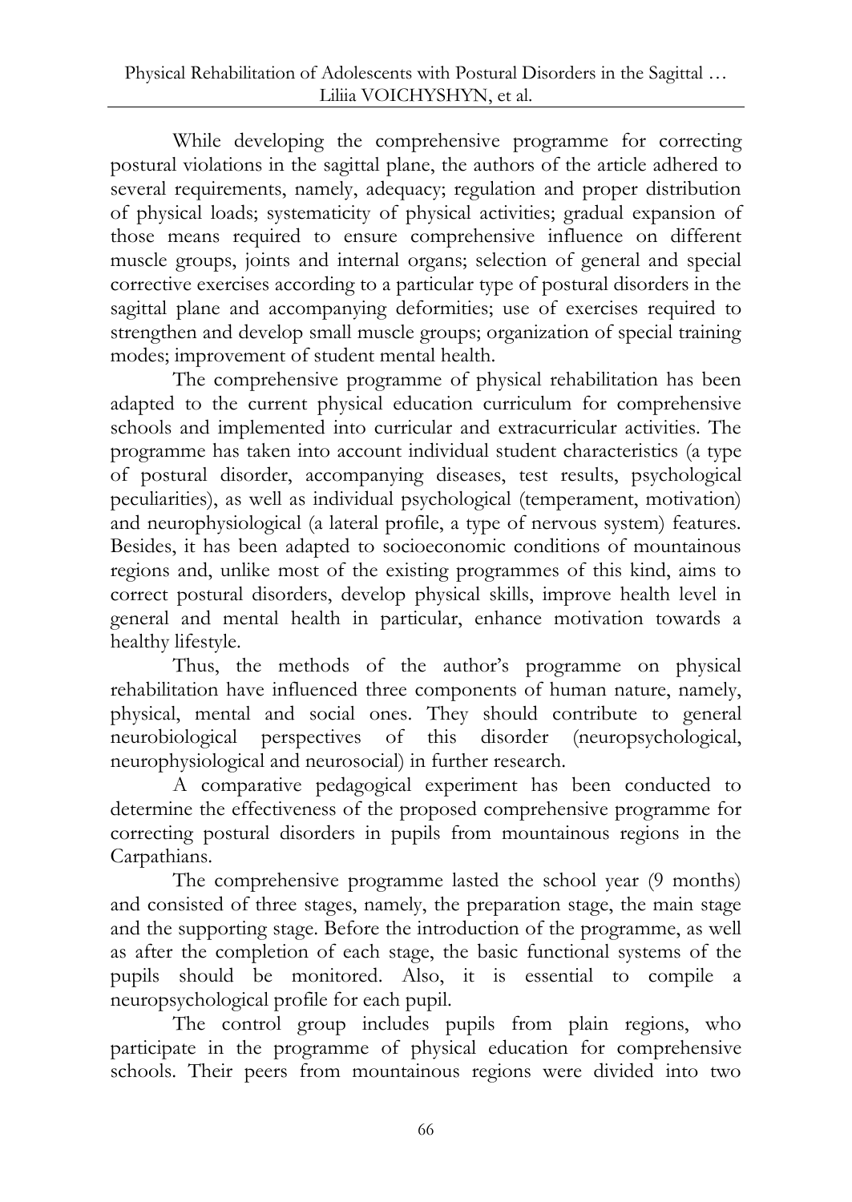While developing the comprehensive programme for correcting postural violations in the sagittal plane, the authors of the article adhered to several requirements, namely, adequacy; regulation and proper distribution of physical loads; systematicity of physical activities; gradual expansion of those means required to ensure comprehensive influence on different muscle groups, joints and internal organs; selection of general and special corrective exercises according to a particular type of postural disorders in the sagittal plane and accompanying deformities; use of exercises required to strengthen and develop small muscle groups; organization of special training modes; improvement of student mental health.

The comprehensive programme of physical rehabilitation has been adapted to the current physical education curriculum for comprehensive schools and implemented into curricular and extracurricular activities. The programme has taken into account individual student characteristics (a type of postural disorder, accompanying diseases, test results, psychological peculiarities), as well as individual psychological (temperament, motivation) and neurophysiological (a lateral profile, a type of nervous system) features. Besides, it has been adapted to socioeconomic conditions of mountainous regions and, unlike most of the existing programmes of this kind, aims to correct postural disorders, develop physical skills, improve health level in general and mental health in particular, enhance motivation towards a healthy lifestyle.

Thus, the methods of the author's programme on physical rehabilitation have influenced three components of human nature, namely, physical, mental and social ones. They should contribute to general neurobiological perspectives of this disorder (neuropsychological, neurophysiological and neurosocial) in further research.

A comparative pedagogical experiment has been conducted to determine the effectiveness of the proposed comprehensive programme for correcting postural disorders in pupils from mountainous regions in the Carpathians.

The comprehensive programme lasted the school year (9 months) and consisted of three stages, namely, the preparation stage, the main stage and the supporting stage. Before the introduction of the programme, as well as after the completion of each stage, the basic functional systems of the pupils should be monitored. Also, it is essential to compile a neuropsychological profile for each pupil.

The control group includes pupils from plain regions, who participate in the programme of physical education for comprehensive schools. Their peers from mountainous regions were divided into two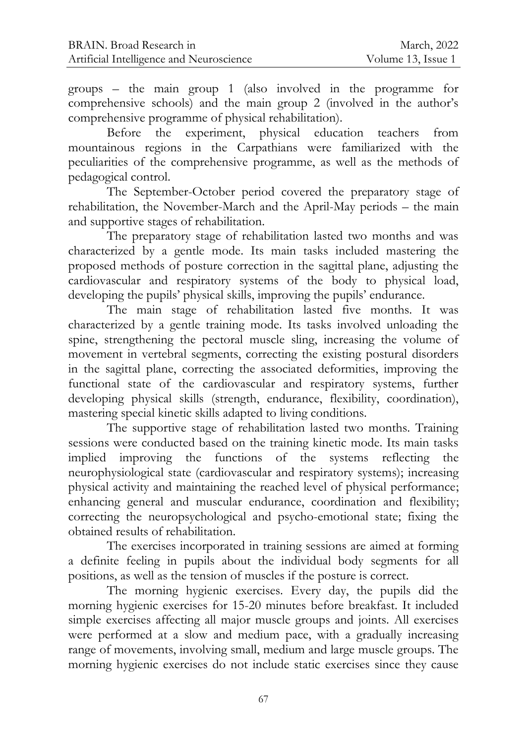groups – the main group 1 (also involved in the programme for comprehensive schools) and the main group 2 (involved in the author's comprehensive programme of physical rehabilitation).

Before the experiment, physical education teachers from mountainous regions in the Carpathians were familiarized with the peculiarities of the comprehensive programme, as well as the methods of pedagogical control.

The September-October period covered the preparatory stage of rehabilitation, the November-March and the April-May periods – the main and supportive stages of rehabilitation.

The preparatory stage of rehabilitation lasted two months and was characterized by a gentle mode. Its main tasks included mastering the proposed methods of posture correction in the sagittal plane, adjusting the cardiovascular and respiratory systems of the body to physical load, developing the pupils' physical skills, improving the pupils' endurance.

The main stage of rehabilitation lasted five months. It was characterized by a gentle training mode. Its tasks involved unloading the spine, strengthening the pectoral muscle sling, increasing the volume of movement in vertebral segments, correcting the existing postural disorders in the sagittal plane, correcting the associated deformities, improving the functional state of the cardiovascular and respiratory systems, further developing physical skills (strength, endurance, flexibility, coordination), mastering special kinetic skills adapted to living conditions.

The supportive stage of rehabilitation lasted two months. Training sessions were conducted based on the training kinetic mode. Its main tasks implied improving the functions of the systems reflecting the neurophysiological state (cardiovascular and respiratory systems); increasing physical activity and maintaining the reached level of physical performance; enhancing general and muscular endurance, coordination and flexibility; correcting the neuropsychological and psycho-emotional state; fixing the obtained results of rehabilitation.

The exercises incorporated in training sessions are aimed at forming a definite feeling in pupils about the individual body segments for all positions, as well as the tension of muscles if the posture is correct.

The morning hygienic exercises. Every day, the pupils did the morning hygienic exercises for 15-20 minutes before breakfast. It included simple exercises affecting all major muscle groups and joints. All exercises were performed at a slow and medium pace, with a gradually increasing range of movements, involving small, medium and large muscle groups. The morning hygienic exercises do not include static exercises since they cause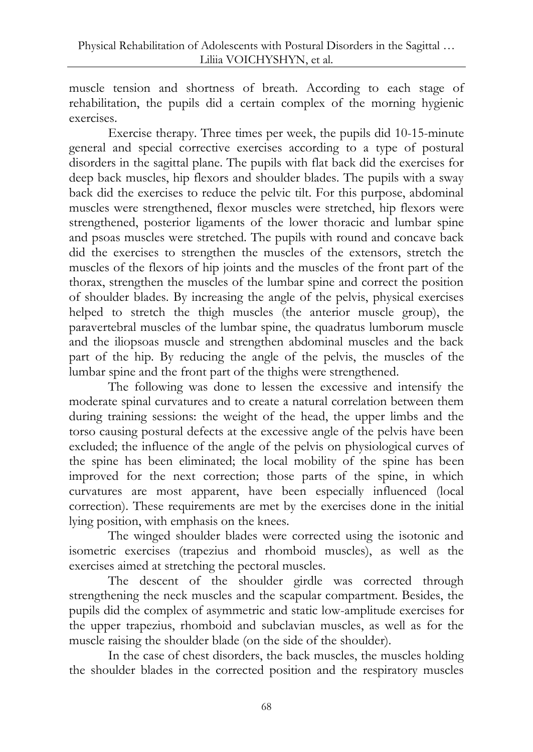muscle tension and shortness of breath. According to each stage of rehabilitation, the pupils did a certain complex of the morning hygienic exercises.

Exercise therapy. Three times per week, the pupils did 10-15-minute general and special corrective exercises according to a type of postural disorders in the sagittal plane. The pupils with flat back did the exercises for deep back muscles, hip flexors and shoulder blades. The pupils with a sway back did the exercises to reduce the pelvic tilt. For this purpose, abdominal muscles were strengthened, flexor muscles were stretched, hip flexors were strengthened, posterior ligaments of the lower thoracic and lumbar spine and psoas muscles were stretched. The pupils with round and concave back did the exercises to strengthen the muscles of the extensors, stretch the muscles of the flexors of hip joints and the muscles of the front part of the thorax, strengthen the muscles of the lumbar spine and correct the position of shoulder blades. By increasing the angle of the pelvis, physical exercises helped to stretch the thigh muscles (the anterior muscle group), the paravertebral muscles of the lumbar spine, the quadratus lumborum muscle and the iliopsoas muscle and strengthen abdominal muscles and the back part of the hip. By reducing the angle of the pelvis, the muscles of the lumbar spine and the front part of the thighs were strengthened.

The following was done to lessen the excessive and intensify the moderate spinal curvatures and to create a natural correlation between them during training sessions: the weight of the head, the upper limbs and the torso causing postural defects at the excessive angle of the pelvis have been excluded; the influence of the angle of the pelvis on physiological curves of the spine has been eliminated; the local mobility of the spine has been improved for the next correction; those parts of the spine, in which curvatures are most apparent, have been especially influenced (local correction). These requirements are met by the exercises done in the initial lying position, with emphasis on the knees.

The winged shoulder blades were corrected using the isotonic and isometric exercises (trapezius and rhomboid muscles), as well as the exercises aimed at stretching the pectoral muscles.

The descent of the shoulder girdle was corrected through strengthening the neck muscles and the scapular compartment. Besides, the pupils did the complex of asymmetric and static low-amplitude exercises for the upper trapezius, rhomboid and subclavian muscles, as well as for the muscle raising the shoulder blade (on the side of the shoulder).

In the case of chest disorders, the back muscles, the muscles holding the shoulder blades in the corrected position and the respiratory muscles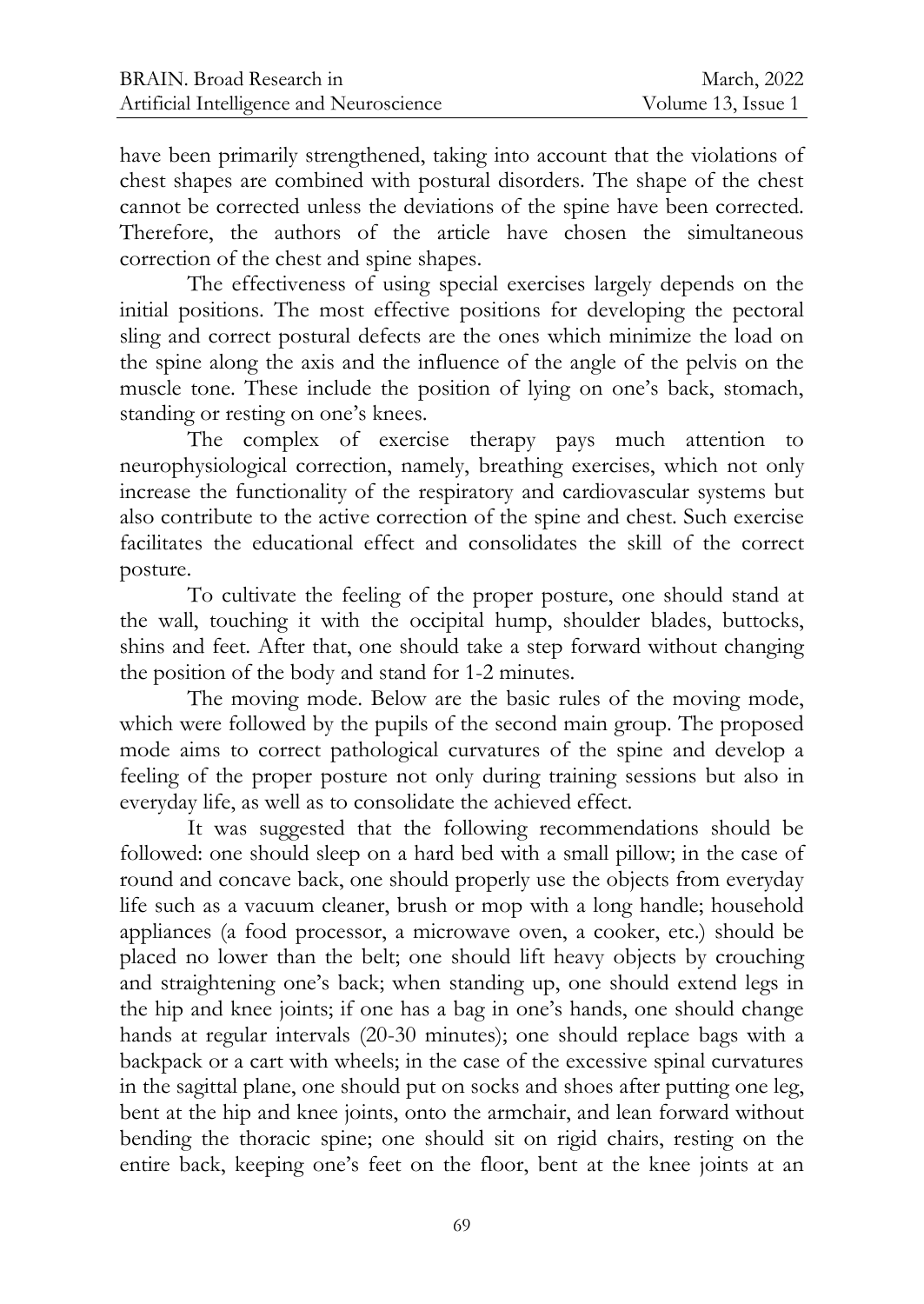have been primarily strengthened, taking into account that the violations of chest shapes are combined with postural disorders. The shape of the chest cannot be corrected unless the deviations of the spine have been corrected. Therefore, the authors of the article have chosen the simultaneous correction of the chest and spine shapes.

The effectiveness of using special exercises largely depends on the initial positions. The most effective positions for developing the pectoral sling and correct postural defects are the ones which minimize the load on the spine along the axis and the influence of the angle of the pelvis on the muscle tone. These include the position of lying on one's back, stomach, standing or resting on one's knees.

The complex of exercise therapy pays much attention to neurophysiological correction, namely, breathing exercises, which not only increase the functionality of the respiratory and cardiovascular systems but also contribute to the active correction of the spine and chest. Such exercise facilitates the educational effect and consolidates the skill of the correct posture.

To cultivate the feeling of the proper posture, one should stand at the wall, touching it with the occipital hump, shoulder blades, buttocks, shins and feet. After that, one should take a step forward without changing the position of the body and stand for 1-2 minutes.

The moving mode. Below are the basic rules of the moving mode, which were followed by the pupils of the second main group. The proposed mode aims to correct pathological curvatures of the spine and develop a feeling of the proper posture not only during training sessions but also in everyday life, as well as to consolidate the achieved effect.

It was suggested that the following recommendations should be followed: one should sleep on a hard bed with a small pillow; in the case of round and concave back, one should properly use the objects from everyday life such as a vacuum cleaner, brush or mop with a long handle; household appliances (a food processor, a microwave oven, a cooker, etc.) should be placed no lower than the belt; one should lift heavy objects by crouching and straightening one's back; when standing up, one should extend legs in the hip and knee joints; if one has a bag in one's hands, one should change hands at regular intervals (20-30 minutes); one should replace bags with a backpack or a cart with wheels; in the case of the excessive spinal curvatures in the sagittal plane, one should put on socks and shoes after putting one leg, bent at the hip and knee joints, onto the armchair, and lean forward without bending the thoracic spine; one should sit on rigid chairs, resting on the entire back, keeping one's feet on the floor, bent at the knee joints at an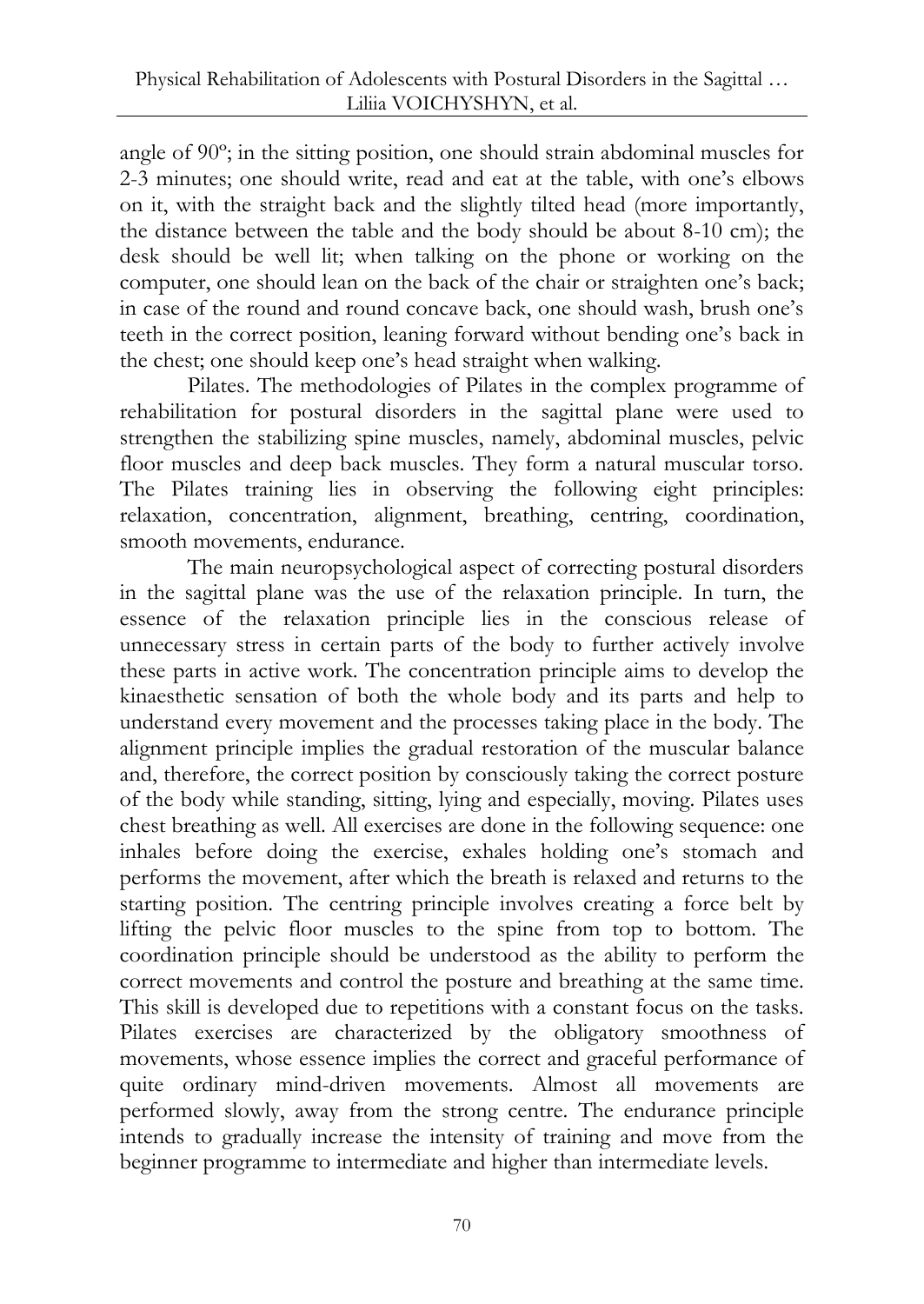angle of 90º; in the sitting position, one should strain abdominal muscles for 2-3 minutes; one should write, read and eat at the table, with one's elbows on it, with the straight back and the slightly tilted head (more importantly, the distance between the table and the body should be about 8-10 cm); the desk should be well lit; when talking on the phone or working on the computer, one should lean on the back of the chair or straighten one's back; in case of the round and round concave back, one should wash, brush one's teeth in the correct position, leaning forward without bending one's back in the chest; one should keep one's head straight when walking.

Pilates. The methodologies of Pilates in the complex programme of rehabilitation for postural disorders in the sagittal plane were used to strengthen the stabilizing spine muscles, namely, abdominal muscles, pelvic floor muscles and deep back muscles. They form a natural muscular torso. The Pilates training lies in observing the following eight principles: relaxation, concentration, alignment, breathing, centring, coordination, smooth movements, endurance.

The main neuropsychological aspect of correcting postural disorders in the sagittal plane was the use of the relaxation principle. In turn, the essence of the relaxation principle lies in the conscious release of unnecessary stress in certain parts of the body to further actively involve these parts in active work. The concentration principle aims to develop the kinaesthetic sensation of both the whole body and its parts and help to understand every movement and the processes taking place in the body. The alignment principle implies the gradual restoration of the muscular balance and, therefore, the correct position by consciously taking the correct posture of the body while standing, sitting, lying and especially, moving. Pilates uses chest breathing as well. All exercises are done in the following sequence: one inhales before doing the exercise, exhales holding one's stomach and performs the movement, after which the breath is relaxed and returns to the starting position. The centring principle involves creating a force belt by lifting the pelvic floor muscles to the spine from top to bottom. The coordination principle should be understood as the ability to perform the correct movements and control the posture and breathing at the same time. This skill is developed due to repetitions with a constant focus on the tasks. Pilates exercises are characterized by the obligatory smoothness of movements, whose essence implies the correct and graceful performance of quite ordinary mind-driven movements. Almost all movements are performed slowly, away from the strong centre. The endurance principle intends to gradually increase the intensity of training and move from the beginner programme to intermediate and higher than intermediate levels.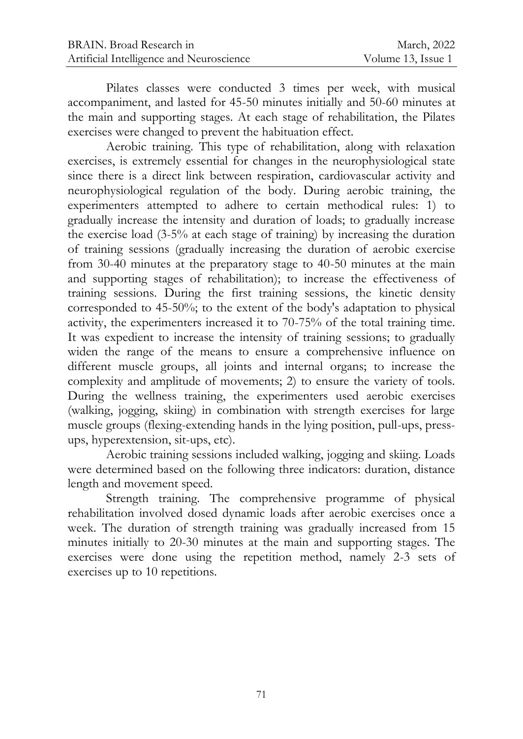Pilates classes were conducted 3 times per week, with musical accompaniment, and lasted for 45-50 minutes initially and 50-60 minutes at the main and supporting stages. At each stage of rehabilitation, the Pilates exercises were changed to prevent the habituation effect.

Aerobic training. This type of rehabilitation, along with relaxation exercises, is extremely essential for changes in the neurophysiological state since there is a direct link between respiration, cardiovascular activity and neurophysiological regulation of the body. During aerobic training, the experimenters attempted to adhere to certain methodical rules: 1) to gradually increase the intensity and duration of loads; to gradually increase the exercise load (3-5% at each stage of training) by increasing the duration of training sessions (gradually increasing the duration of aerobic exercise from 30-40 minutes at the preparatory stage to 40-50 minutes at the main and supporting stages of rehabilitation); to increase the effectiveness of training sessions. During the first training sessions, the kinetic density corresponded to 45-50%; to the extent of the body's adaptation to physical activity, the experimenters increased it to 70-75% of the total training time. It was expedient to increase the intensity of training sessions; to gradually widen the range of the means to ensure a comprehensive influence on different muscle groups, all joints and internal organs; to increase the complexity and amplitude of movements; 2) to ensure the variety of tools. During the wellness training, the experimenters used aerobic exercises (walking, jogging, skiing) in combination with strength exercises for large muscle groups (flexing-extending hands in the lying position, pull-ups, press-ups, hyperextension, sit-ups, etc).

Aerobic training sessions included walking, jogging and skiing. Loads were determined based on the following three indicators: duration, distance length and movement speed.

Strength training. The comprehensive programme of physical rehabilitation involved dosed dynamic loads after aerobic exercises once a week. The duration of strength training was gradually increased from 15 minutes initially to 20-30 minutes at the main and supporting stages. The exercises were done using the repetition method, namely 2-3 sets of exercises up to 10 repetitions.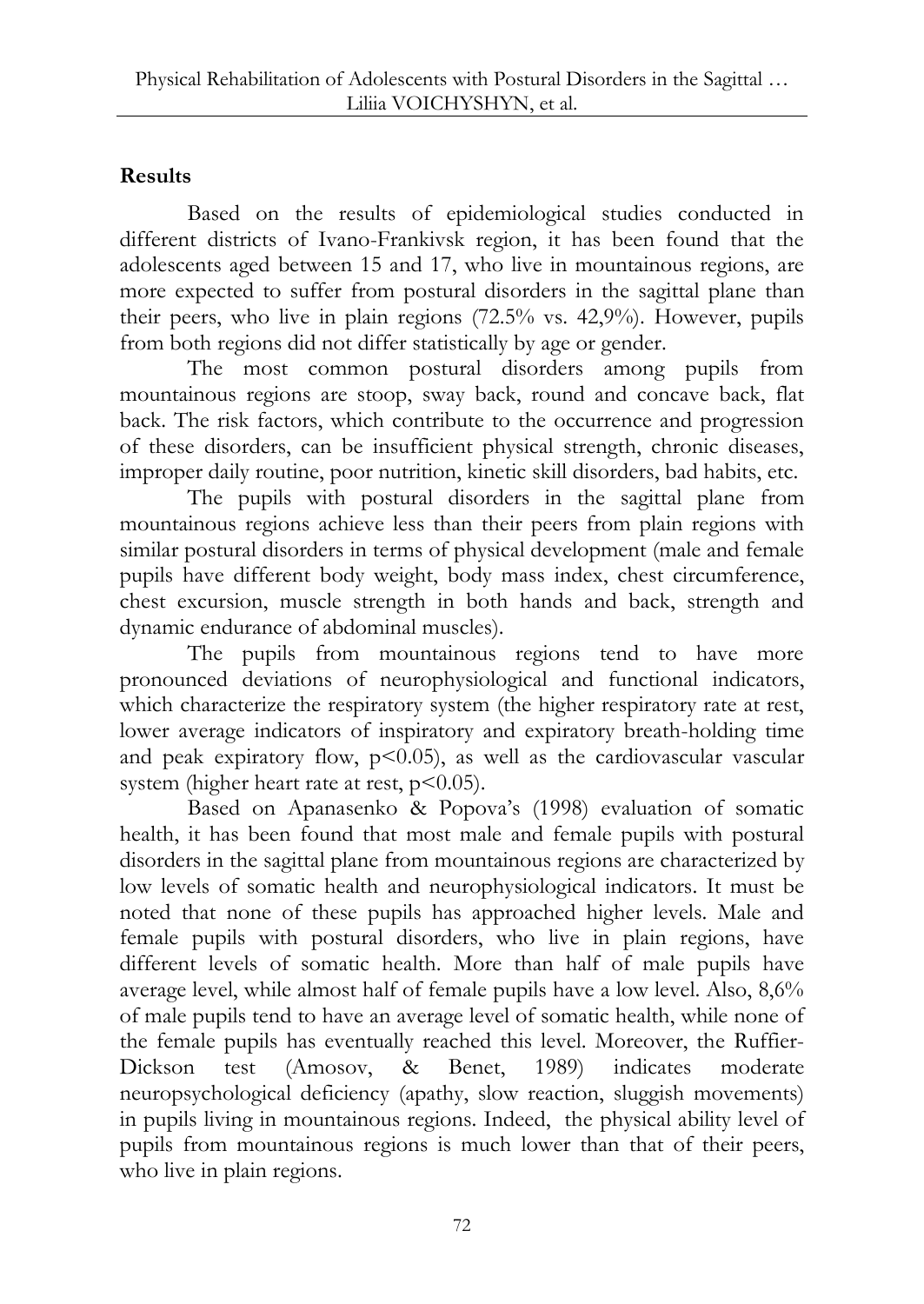## Results

Based on the results of epidemiological studies conducted in different districts of Ivano-Frankivsk region, it has been found that the adolescents aged between 15 and 17, who live in mountainous regions, are more expected to suffer from postural disorders in the sagittal plane than their peers, who live in plain regions (72.5% vs. 42,9%). However, pupils from both regions did not differ statistically by age or gender.

The most common postural disorders among pupils from mountainous regions are stoop, sway back, round and concave back, flat back. The risk factors, which contribute to the occurrence and progression of these disorders, can be insufficient physical strength, chronic diseases, improper daily routine, poor nutrition, kinetic skill disorders, bad habits, etc.

The pupils with postural disorders in the sagittal plane from mountainous regions achieve less than their peers from plain regions with similar postural disorders in terms of physical development (male and female pupils have different body weight, body mass index, chest circumference, chest excursion, muscle strength in both hands and back, strength and dynamic endurance of abdominal muscles).

The pupils from mountainous regions tend to have more pronounced deviations of neurophysiological and functional indicators, which characterize the respiratory system (the higher respiratory rate at rest, lower average indicators of inspiratory and expiratory breath-holding time and peak expiratory flow, $p<0.05$), as well as the cardiovascular vascular system (higher heart rate at rest, $p<0.05$).

Based on Apanasenko & Popova's (1998) evaluation of somatic health, it has been found that most male and female pupils with postural disorders in the sagittal plane from mountainous regions are characterized by low levels of somatic health and neurophysiological indicators. It must be noted that none of these pupils has approached higher levels. Male and female pupils with postural disorders, who live in plain regions, have different levels of somatic health. More than half of male pupils have average level, while almost half of female pupils have a low level. Also, 8,6% of male pupils tend to have an average level of somatic health, while none of the female pupils has eventually reached this level. Moreover, the Ruffier-Dickson test (Amosov, & Benet, 1989) indicates moderate neuropsychological deficiency (apathy, slow reaction, sluggish movements) in pupils living in mountainous regions. Indeed, the physical ability level of pupils from mountainous regions is much lower than that of their peers, who live in plain regions.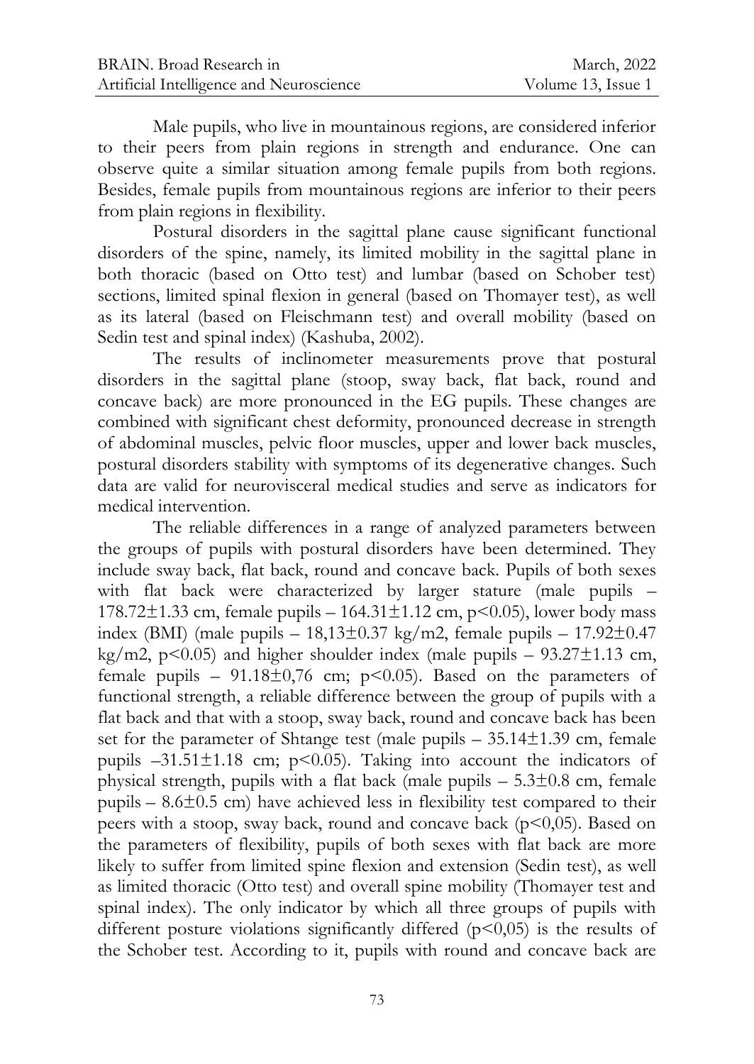Male pupils, who live in mountainous regions, are considered inferior to their peers from plain regions in strength and endurance. One can observe quite a similar situation among female pupils from both regions. Besides, female pupils from mountainous regions are inferior to their peers from plain regions in flexibility.

Postural disorders in the sagittal plane cause significant functional disorders of the spine, namely, its limited mobility in the sagittal plane in both thoracic (based on Otto test) and lumbar (based on Schober test) sections, limited spinal flexion in general (based on Thomayer test), as well as its lateral (based on Fleischmann test) and overall mobility (based on Sedin test and spinal index) (Kashuba, 2002).

The results of inclinometer measurements prove that postural disorders in the sagittal plane (stoop, sway back, flat back, round and concave back) are more pronounced in the EG pupils. These changes are combined with significant chest deformity, pronounced decrease in strength of abdominal muscles, pelvic floor muscles, upper and lower back muscles, postural disorders stability with symptoms of its degenerative changes. Such data are valid for neurovisceral medical studies and serve as indicators for medical intervention.

The reliable differences in a range of analyzed parameters between the groups of pupils with postural disorders have been determined. They include sway back, flat back, round and concave back. Pupils of both sexes with flat back were characterized by larger stature (male pupils – 178.72±1.33 cm, female pupils – 164.31±1.12 cm, $p<0.05$), lower body mass index (BMI) (male pupils – 18,13±0.37 kg/m2, female pupils – 17.92±0.47 kg/m2, $p<0.05$) and higher shoulder index (male pupils – 93.27±1.13 cm, female pupils – 91.18±0,76 cm; $p<0.05$). Based on the parameters of functional strength, a reliable difference between the group of pupils with a flat back and that with a stoop, sway back, round and concave back has been set for the parameter of Shtange test (male pupils – 35.14±1.39 cm, female pupils –31.51±1.18 cm; $p<0.05$). Taking into account the indicators of physical strength, pupils with a flat back (male pupils – 5.3±0.8 cm, female pupils – 8.6±0.5 cm) have achieved less in flexibility test compared to their peers with a stoop, sway back, round and concave back ($p<0,05$). Based on the parameters of flexibility, pupils of both sexes with flat back are more likely to suffer from limited spine flexion and extension (Sedin test), as well as limited thoracic (Otto test) and overall spine mobility (Thomayer test and spinal index). The only indicator by which all three groups of pupils with different posture violations significantly differed ($p<0,05$) is the results of the Schober test. According to it, pupils with round and concave back are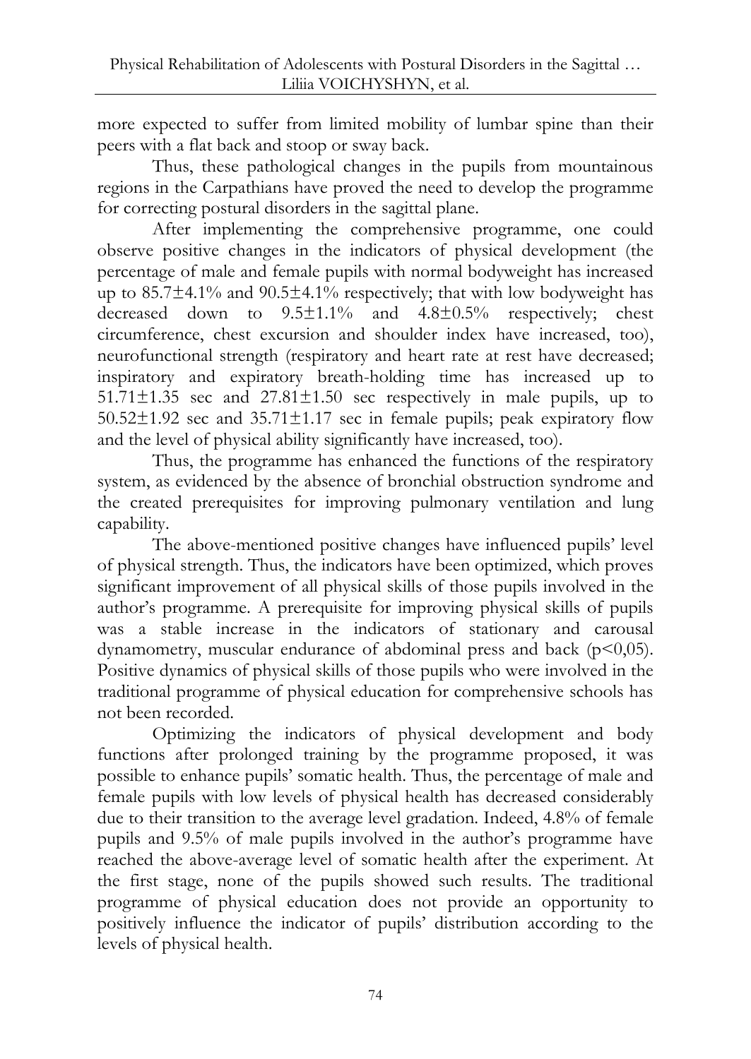more expected to suffer from limited mobility of lumbar spine than their peers with a flat back and stoop or sway back.

Thus, these pathological changes in the pupils from mountainous regions in the Carpathians have proved the need to develop the programme for correcting postural disorders in the sagittal plane.

After implementing the comprehensive programme, one could observe positive changes in the indicators of physical development (the percentage of male and female pupils with normal bodyweight has increased up to 85.7±4.1% and 90.5±4.1% respectively; that with low bodyweight has decreased down to 9.5±1.1% and 4.8±0.5% respectively; chest circumference, chest excursion and shoulder index have increased, too), neurofunctional strength (respiratory and heart rate at rest have decreased; inspiratory and expiratory breath-holding time has increased up to 51.71±1.35 sec and 27.81±1.50 sec respectively in male pupils, up to 50.52±1.92 sec and 35.71±1.17 sec in female pupils; peak expiratory flow and the level of physical ability significantly have increased, too).

Thus, the programme has enhanced the functions of the respiratory system, as evidenced by the absence of bronchial obstruction syndrome and the created prerequisites for improving pulmonary ventilation and lung capability.

The above-mentioned positive changes have influenced pupils' level of physical strength. Thus, the indicators have been optimized, which proves significant improvement of all physical skills of those pupils involved in the author's programme. A prerequisite for improving physical skills of pupils was a stable increase in the indicators of stationary and carousal dynamometry, muscular endurance of abdominal press and back ($p<0,05$). Positive dynamics of physical skills of those pupils who were involved in the traditional programme of physical education for comprehensive schools has not been recorded.

Optimizing the indicators of physical development and body functions after prolonged training by the programme proposed, it was possible to enhance pupils' somatic health. Thus, the percentage of male and female pupils with low levels of physical health has decreased considerably due to their transition to the average level gradation. Indeed, 4.8% of female pupils and 9.5% of male pupils involved in the author's programme have reached the above-average level of somatic health after the experiment. At the first stage, none of the pupils showed such results. The traditional programme of physical education does not provide an opportunity to positively influence the indicator of pupils' distribution according to the levels of physical health.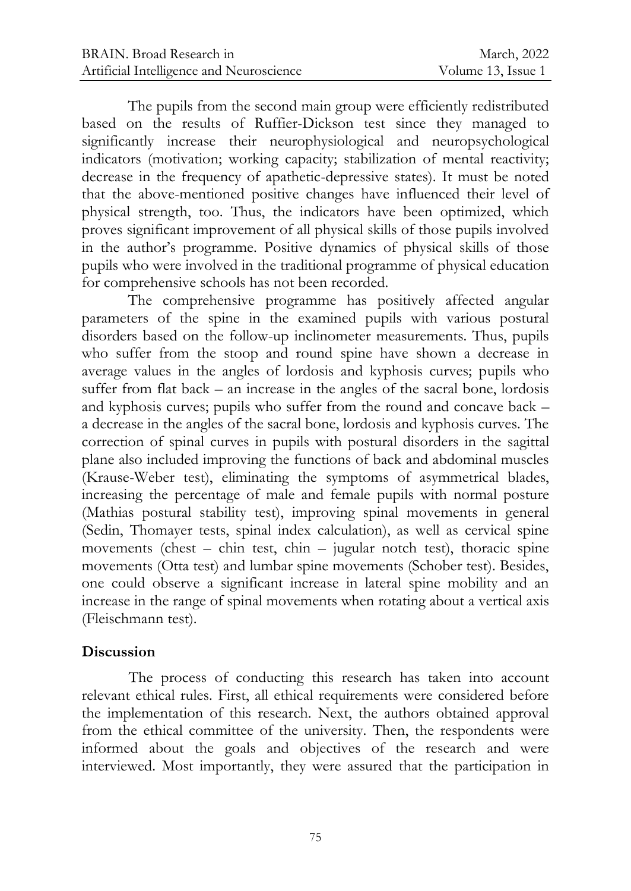The pupils from the second main group were efficiently redistributed based on the results of Ruffier-Dickson test since they managed to significantly increase their neurophysiological and neuropsychological indicators (motivation; working capacity; stabilization of mental reactivity; decrease in the frequency of apathetic-depressive states). It must be noted that the above-mentioned positive changes have influenced their level of physical strength, too. Thus, the indicators have been optimized, which proves significant improvement of all physical skills of those pupils involved in the author's programme. Positive dynamics of physical skills of those pupils who were involved in the traditional programme of physical education for comprehensive schools has not been recorded.

The comprehensive programme has positively affected angular parameters of the spine in the examined pupils with various postural disorders based on the follow-up inclinometer measurements. Thus, pupils who suffer from the stoop and round spine have shown a decrease in average values in the angles of lordosis and kyphosis curves; pupils who suffer from flat back – an increase in the angles of the sacral bone, lordosis and kyphosis curves; pupils who suffer from the round and concave back – a decrease in the angles of the sacral bone, lordosis and kyphosis curves. The correction of spinal curves in pupils with postural disorders in the sagittal plane also included improving the functions of back and abdominal muscles (Krause-Weber test), eliminating the symptoms of asymmetrical blades, increasing the percentage of male and female pupils with normal posture (Mathias postural stability test), improving spinal movements in general (Sedin, Thomayer tests, spinal index calculation), as well as cervical spine movements (chest – chin test, chin – jugular notch test), thoracic spine movements (Otta test) and lumbar spine movements (Schober test). Besides, one could observe a significant increase in lateral spine mobility and an increase in the range of spinal movements when rotating about a vertical axis (Fleischmann test).

## Discussion

The process of conducting this research has taken into account relevant ethical rules. First, all ethical requirements were considered before the implementation of this research. Next, the authors obtained approval from the ethical committee of the university. Then, the respondents were informed about the goals and objectives of the research and were interviewed. Most importantly, they were assured that the participation in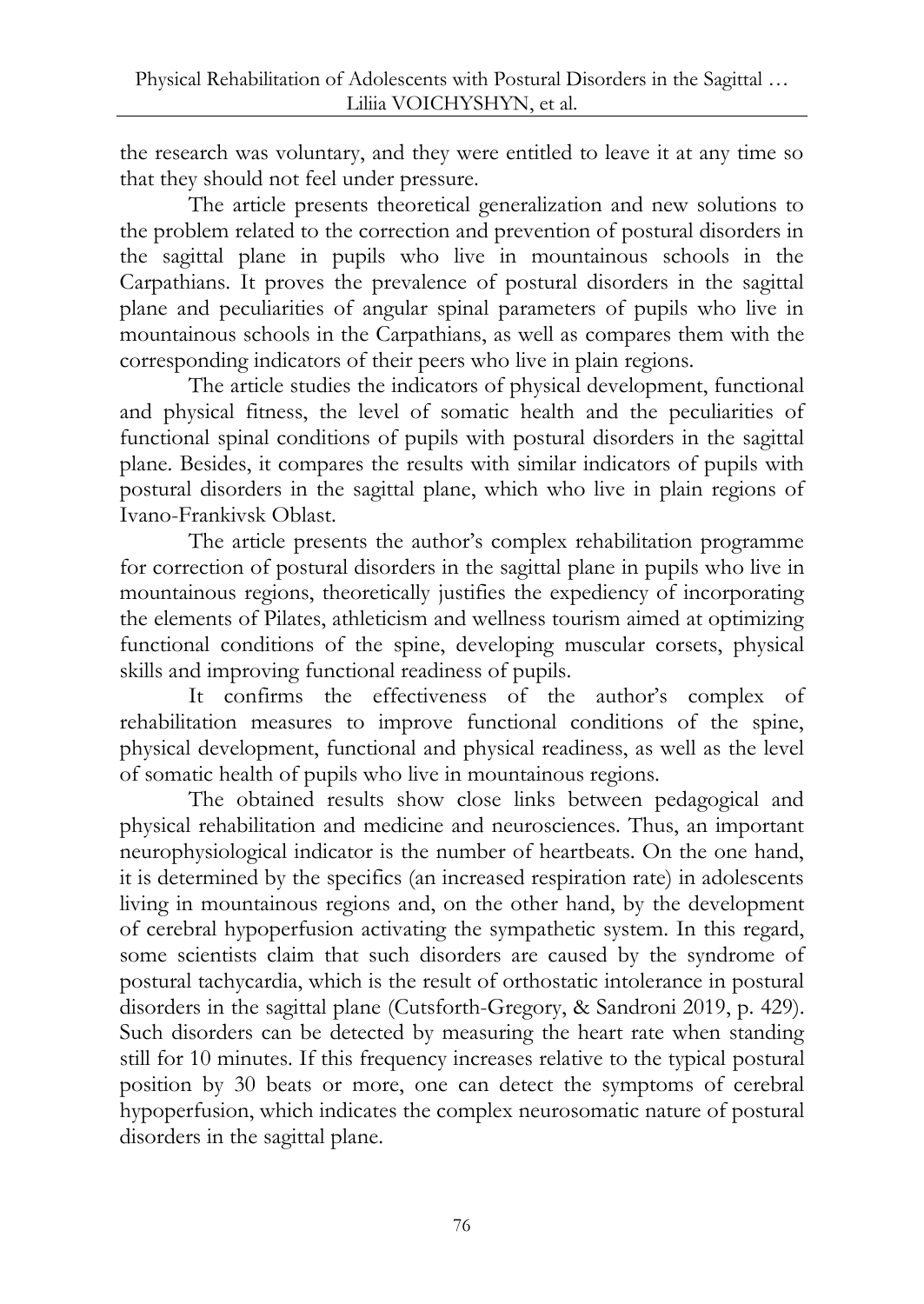the research was voluntary, and they were entitled to leave it at any time so that they should not feel under pressure.

The article presents theoretical generalization and new solutions to the problem related to the correction and prevention of postural disorders in the sagittal plane in pupils who live in mountainous schools in the Carpathians. It proves the prevalence of postural disorders in the sagittal plane and peculiarities of angular spinal parameters of pupils who live in mountainous schools in the Carpathians, as well as compares them with the corresponding indicators of their peers who live in plain regions.

The article studies the indicators of physical development, functional and physical fitness, the level of somatic health and the peculiarities of functional spinal conditions of pupils with postural disorders in the sagittal plane. Besides, it compares the results with similar indicators of pupils with postural disorders in the sagittal plane, which who live in plain regions of Ivano-Frankivsk Oblast.

The article presents the author's complex rehabilitation programme for correction of postural disorders in the sagittal plane in pupils who live in mountainous regions, theoretically justifies the expediency of incorporating the elements of Pilates, athleticism and wellness tourism aimed at optimizing functional conditions of the spine, developing muscular corsets, physical skills and improving functional readiness of pupils.

It confirms the effectiveness of the author's complex of rehabilitation measures to improve functional conditions of the spine, physical development, functional and physical readiness, as well as the level of somatic health of pupils who live in mountainous regions.

The obtained results show close links between pedagogical and physical rehabilitation and medicine and neurosciences. Thus, an important neurophysiological indicator is the number of heartbeats. On the one hand, it is determined by the specifics (an increased respiration rate) in adolescents living in mountainous regions and, on the other hand, by the development of cerebral hypoperfusion activating the sympathetic system. In this regard, some scientists claim that such disorders are caused by the syndrome of postural tachycardia, which is the result of orthostatic intolerance in postural disorders in the sagittal plane (Cutsforth-Gregory, & Sandroni 2019, p. 429). Such disorders can be detected by measuring the heart rate when standing still for 10 minutes. If this frequency increases relative to the typical postural position by 30 beats or more, one can detect the symptoms of cerebral hypoperfusion, which indicates the complex neurosomatic nature of postural disorders in the sagittal plane.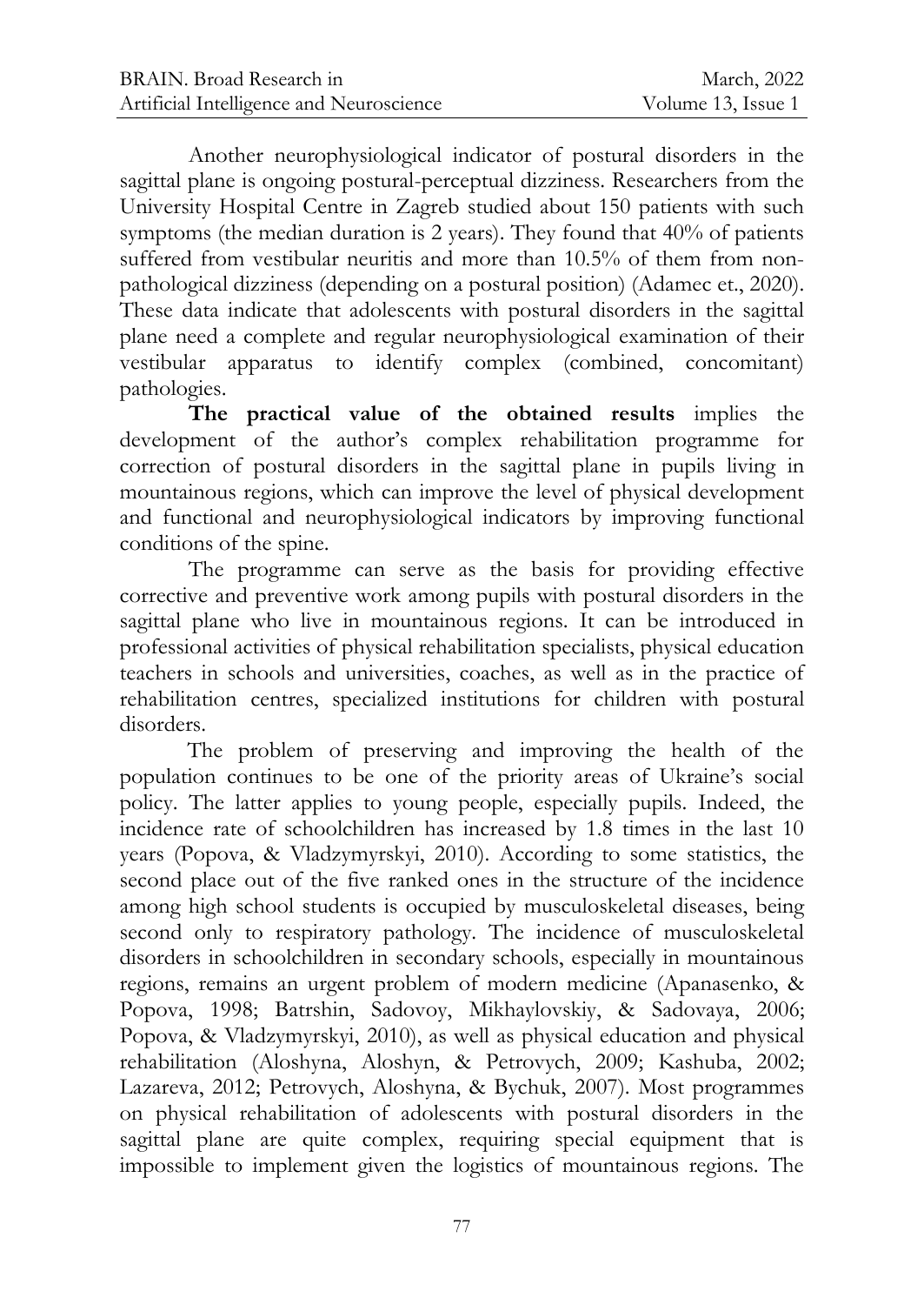Another neurophysiological indicator of postural disorders in the sagittal plane is ongoing postural-perceptual dizziness. Researchers from the University Hospital Centre in Zagreb studied about 150 patients with such symptoms (the median duration is 2 years). They found that 40% of patients suffered from vestibular neuritis and more than 10.5% of them from non-pathological dizziness (depending on a postural position) (Adamec et., 2020). These data indicate that adolescents with postural disorders in the sagittal plane need a complete and regular neurophysiological examination of their vestibular apparatus to identify complex (combined, concomitant) pathologies.

**The practical value of the obtained results** implies the development of the author's complex rehabilitation programme for correction of postural disorders in the sagittal plane in pupils living in mountainous regions, which can improve the level of physical development and functional and neurophysiological indicators by improving functional conditions of the spine.

The programme can serve as the basis for providing effective corrective and preventive work among pupils with postural disorders in the sagittal plane who live in mountainous regions. It can be introduced in professional activities of physical rehabilitation specialists, physical education teachers in schools and universities, coaches, as well as in the practice of rehabilitation centres, specialized institutions for children with postural disorders.

The problem of preserving and improving the health of the population continues to be one of the priority areas of Ukraine's social policy. The latter applies to young people, especially pupils. Indeed, the incidence rate of schoolchildren has increased by 1.8 times in the last 10 years (Popova, & Vladzymyrskyi, 2010). According to some statistics, the second place out of the five ranked ones in the structure of the incidence among high school students is occupied by musculoskeletal diseases, being second only to respiratory pathology. The incidence of musculoskeletal disorders in schoolchildren in secondary schools, especially in mountainous regions, remains an urgent problem of modern medicine (Apanasenko, & Popova, 1998; Batrshin, Sadovoy, Mikhaylovskiy, & Sadovaya, 2006; Popova, & Vladzymyrskyi, 2010), as well as physical education and physical rehabilitation (Aloshyna, Aloshyn, & Petrovych, 2009; Kashuba, 2002; Lazareva, 2012; Petrovych, Aloshyna, & Bychuk, 2007). Most programmes on physical rehabilitation of adolescents with postural disorders in the sagittal plane are quite complex, requiring special equipment that is impossible to implement given the logistics of mountainous regions. The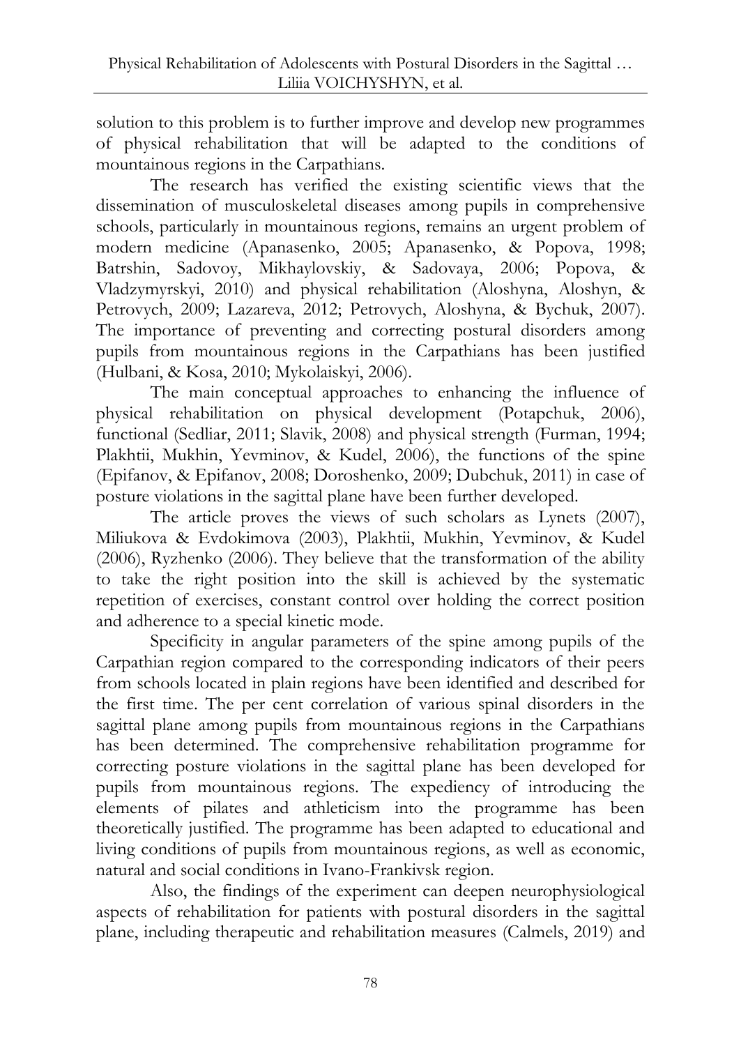solution to this problem is to further improve and develop new programmes of physical rehabilitation that will be adapted to the conditions of mountainous regions in the Carpathians.

The research has verified the existing scientific views that the dissemination of musculoskeletal diseases among pupils in comprehensive schools, particularly in mountainous regions, remains an urgent problem of modern medicine (Apanasenko, 2005; Apanasenko, & Popova, 1998; Batrshin, Sadovoy, Mikhaylovskiy, & Sadovaya, 2006; Popova, & Vladzymyrskyi, 2010) and physical rehabilitation (Aloshyna, Aloshyn, & Petrovych, 2009; Lazareva, 2012; Petrovych, Aloshyna, & Bychuk, 2007). The importance of preventing and correcting postural disorders among pupils from mountainous regions in the Carpathians has been justified (Hulbani, & Kosa, 2010; Mykolaiskyi, 2006).

The main conceptual approaches to enhancing the influence of physical rehabilitation on physical development (Potapchuk, 2006), functional (Sedliar, 2011; Slavik, 2008) and physical strength (Furman, 1994; Plakhtii, Mukhin, Yevminov, & Kudel, 2006), the functions of the spine (Epifanov, & Epifanov, 2008; Doroshenko, 2009; Dubchuk, 2011) in case of posture violations in the sagittal plane have been further developed.

The article proves the views of such scholars as Lynets (2007), Miliukova & Evdokimova (2003), Plakhtii, Mukhin, Yevminov, & Kudel (2006), Ryzhenko (2006). They believe that the transformation of the ability to take the right position into the skill is achieved by the systematic repetition of exercises, constant control over holding the correct position and adherence to a special kinetic mode.

Specificity in angular parameters of the spine among pupils of the Carpathian region compared to the corresponding indicators of their peers from schools located in plain regions have been identified and described for the first time. The per cent correlation of various spinal disorders in the sagittal plane among pupils from mountainous regions in the Carpathians has been determined. The comprehensive rehabilitation programme for correcting posture violations in the sagittal plane has been developed for pupils from mountainous regions. The expediency of introducing the elements of pilates and athleticism into the programme has been theoretically justified. The programme has been adapted to educational and living conditions of pupils from mountainous regions, as well as economic, natural and social conditions in Ivano-Frankivsk region.

Also, the findings of the experiment can deepen neurophysiological aspects of rehabilitation for patients with postural disorders in the sagittal plane, including therapeutic and rehabilitation measures (Calmels, 2019) and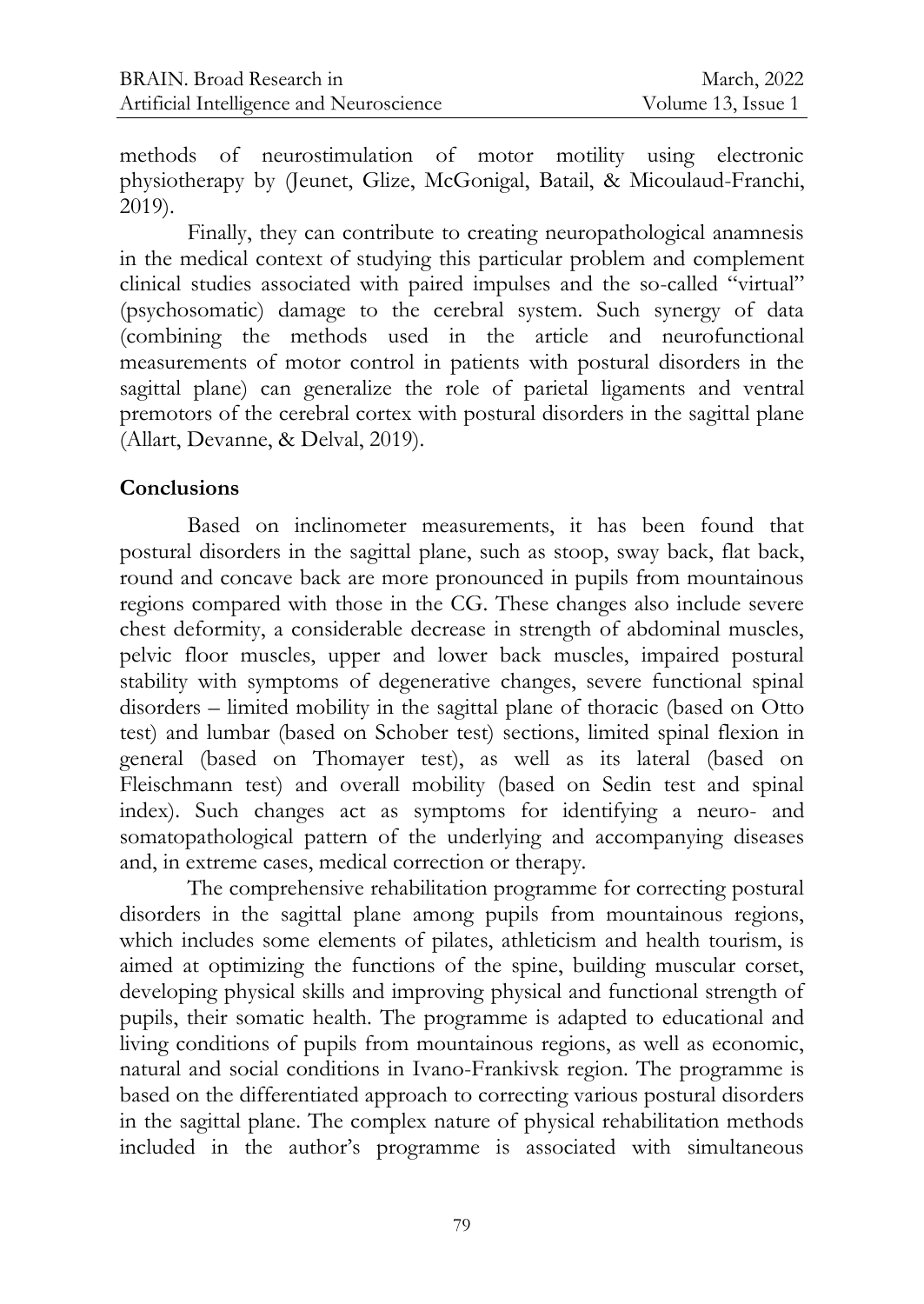methods of neurostimulation of motor motility using electronic physiotherapy by (Jeunet, Glize, McGonigal, Batail, & Micoulaud-Franchi, 2019).

Finally, they can contribute to creating neuropathological anamnesis in the medical context of studying this particular problem and complement clinical studies associated with paired impulses and the so-called "virtual" (psychosomatic) damage to the cerebral system. Such synergy of data (combining the methods used in the article and neurofunctional measurements of motor control in patients with postural disorders in the sagittal plane) can generalize the role of parietal ligaments and ventral premotors of the cerebral cortex with postural disorders in the sagittal plane (Allart, Devanne, & Delval, 2019).

## Conclusions

Based on inclinometer measurements, it has been found that postural disorders in the sagittal plane, such as stoop, sway back, flat back, round and concave back are more pronounced in pupils from mountainous regions compared with those in the CG. These changes also include severe chest deformity, a considerable decrease in strength of abdominal muscles, pelvic floor muscles, upper and lower back muscles, impaired postural stability with symptoms of degenerative changes, severe functional spinal disorders – limited mobility in the sagittal plane of thoracic (based on Otto test) and lumbar (based on Schober test) sections, limited spinal flexion in general (based on Thomayer test), as well as its lateral (based on Fleischmann test) and overall mobility (based on Sedin test and spinal index). Such changes act as symptoms for identifying a neuro- and somatopathological pattern of the underlying and accompanying diseases and, in extreme cases, medical correction or therapy.

The comprehensive rehabilitation programme for correcting postural disorders in the sagittal plane among pupils from mountainous regions, which includes some elements of pilates, athleticism and health tourism, is aimed at optimizing the functions of the spine, building muscular corset, developing physical skills and improving physical and functional strength of pupils, their somatic health. The programme is adapted to educational and living conditions of pupils from mountainous regions, as well as economic, natural and social conditions in Ivano-Frankivsk region. The programme is based on the differentiated approach to correcting various postural disorders in the sagittal plane. The complex nature of physical rehabilitation methods included in the author's programme is associated with simultaneous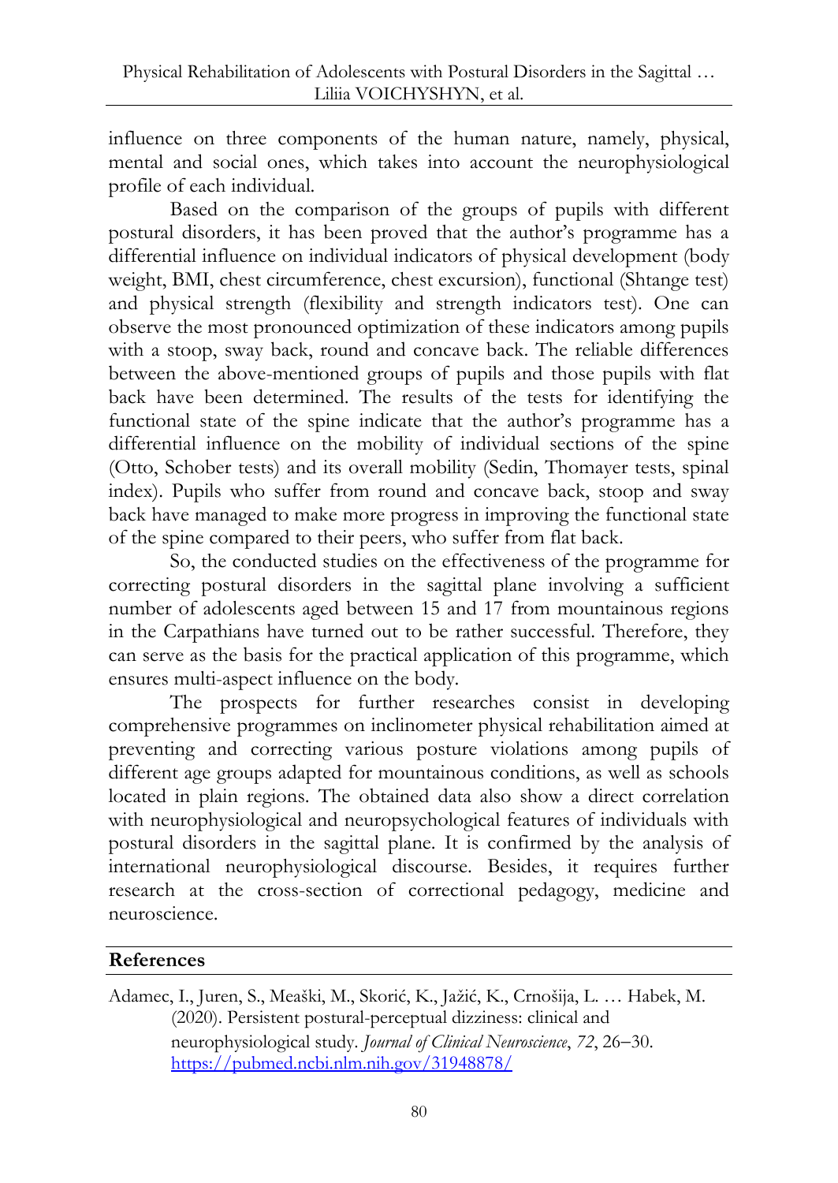influence on three components of the human nature, namely, physical, mental and social ones, which takes into account the neurophysiological profile of each individual.

Based on the comparison of the groups of pupils with different postural disorders, it has been proved that the author's programme has a differential influence on individual indicators of physical development (body weight, BMI, chest circumference, chest excursion), functional (Shtange test) and physical strength (flexibility and strength indicators test). One can observe the most pronounced optimization of these indicators among pupils with a stoop, sway back, round and concave back. The reliable differences between the above-mentioned groups of pupils and those pupils with flat back have been determined. The results of the tests for identifying the functional state of the spine indicate that the author's programme has a differential influence on the mobility of individual sections of the spine (Otto, Schober tests) and its overall mobility (Sedin, Thomayer tests, spinal index). Pupils who suffer from round and concave back, stoop and sway back have managed to make more progress in improving the functional state of the spine compared to their peers, who suffer from flat back.

So, the conducted studies on the effectiveness of the programme for correcting postural disorders in the sagittal plane involving a sufficient number of adolescents aged between 15 and 17 from mountainous regions in the Carpathians have turned out to be rather successful. Therefore, they can serve as the basis for the practical application of this programme, which ensures multi-aspect influence on the body.

The prospects for further researches consist in developing comprehensive programmes on inclinometer physical rehabilitation aimed at preventing and correcting various posture violations among pupils of different age groups adapted for mountainous conditions, as well as schools located in plain regions. The obtained data also show a direct correlation with neurophysiological and neuropsychological features of individuals with postural disorders in the sagittal plane. It is confirmed by the analysis of international neurophysiological discourse. Besides, it requires further research at the cross-section of correctional pedagogy, medicine and neuroscience.

## References

Adamec, I., Juren, S., Meaški, M., Skorić, K., Jažić, K., Crnošija, L. … Habek, M. (2020). Persistent postural-perceptual dizziness: clinical and neurophysiological study. *Journal of Clinical Neuroscience*, *72*, 26–30. https://pubmed.ncbi.nlm.nih.gov/31948878/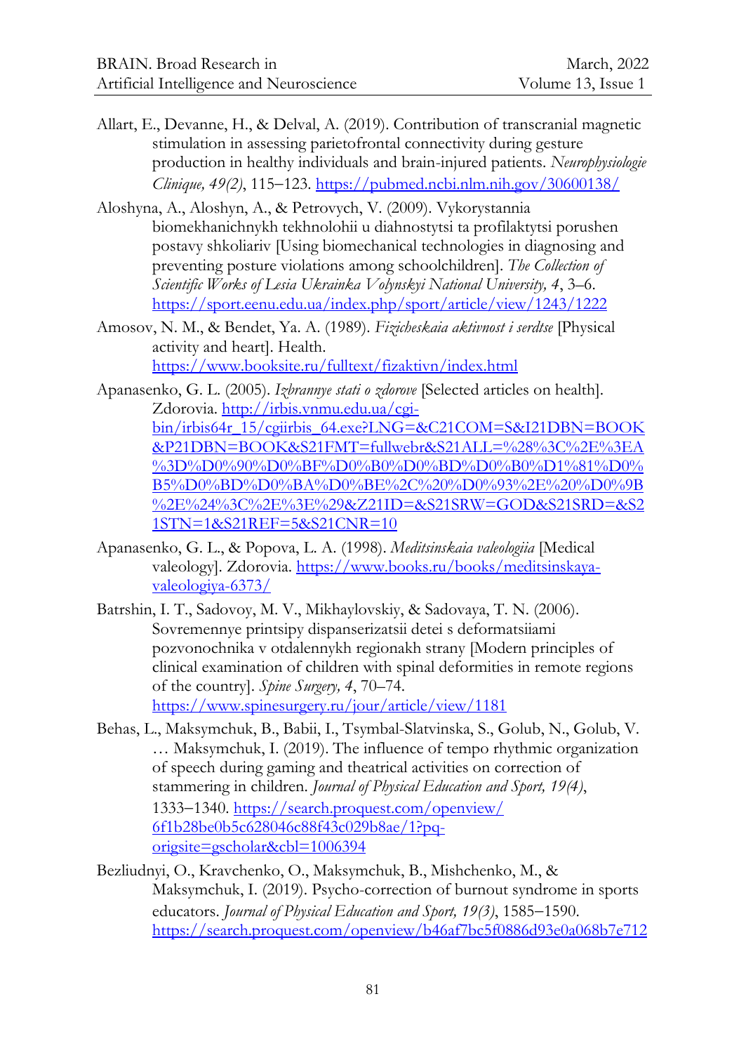Allart, E., Devanne, H., & Delval, A. (2019). Contribution of transcranial magnetic stimulation in assessing parietofrontal connectivity during gesture production in healthy individuals and brain-injured patients. *Neurophysiologie Clinique, 49(2)*, 115–123. https://pubmed.ncbi.nlm.nih.gov/30600138/

Aloshyna, A., Aloshyn, A., & Petrovych, V. (2009). Vykorystannia biomekhanichnykh tekhnolohii u diahnostytsi ta profilaktytsi porushen postavy shkoliariv [Using biomechanical technologies in diagnosing and preventing posture violations among schoolchildren]. *The Collection of Scientific Works of Lesia Ukrainka Volynskyi National University, 4*, 3–6. https://sport.eenu.edu.ua/index.php/sport/article/view/1243/1222

Amosov, N. M., & Bendet, Ya. A. (1989). *Fizicheskaia aktivnost i serdtse* [Physical activity and heart]. Health. https://www.booksite.ru/fulltext/fizaktivn/index.html

Apanasenko, G. L. (2005). *Izbrannye stati o zdorove* [Selected articles on health]. Zdorovia. http://irbis.vnmu.edu.ua/cgi-bin/irbis64r_15/cgiirbis_64.exe?LNG=&C21COM=S&I21DBN=BOOK&P21DBN=BOOK&S21FMT=fullwebr&S21ALL=%28%3C%2E%3EA%3D%D0%90%D0%BF%D0%B0%D0%BD%D0%B0%D1%81%D0%B5%D0%BD%D0%BA%D0%BE%2C%20%D0%93%2E%20%D0%9B%2E%24%3C%2E%3E%29&Z21ID=&S21SRW=GOD&S21SRD=&S21STN=1&S21REF=5&S21CNR=10

Apanasenko, G. L., & Popova, L. A. (1998). *Meditsinskaia valeologiia* [Medical valeology]. Zdorovia. https://www.books.ru/books/meditsinskaya-valeologiya-6373/

Batrshin, I. T., Sadovoy, M. V., Mikhaylovskiy, & Sadovaya, T. N. (2006). Sovremennye printsipy dispanserizatsii detei s deformatsiiami pozvonochnika v otdalennykh regionakh strany [Modern principles of clinical examination of children with spinal deformities in remote regions of the country]. *Spine Surgery, 4*, 70–74. https://www.spinesurgery.ru/jour/article/view/1181

Behas, L., Maksymchuk, B., Babii, I., Tsymbal-Slatvinska, S., Golub, N., Golub, V. … Maksymchuk, I. (2019). The influence of tempo rhythmic organization of speech during gaming and theatrical activities on correction of stammering in children. *Journal of Physical Education and Sport, 19(4)*, 1333–1340. https://search.proquest.com/openview/6f1b28be0b5c628046c88f43c029b8ae/1?pq-origsite=gscholar&cbl=1006394

Bezliudnyi, O., Kravchenko, O., Maksymchuk, B., Mishchenko, M., & Maksymchuk, I. (2019). Psycho-correction of burnout syndrome in sports educators. *Journal of Physical Education and Sport, 19(3)*, 1585–1590. https://search.proquest.com/openview/b46af7bc5f0886d93e0a068b7e712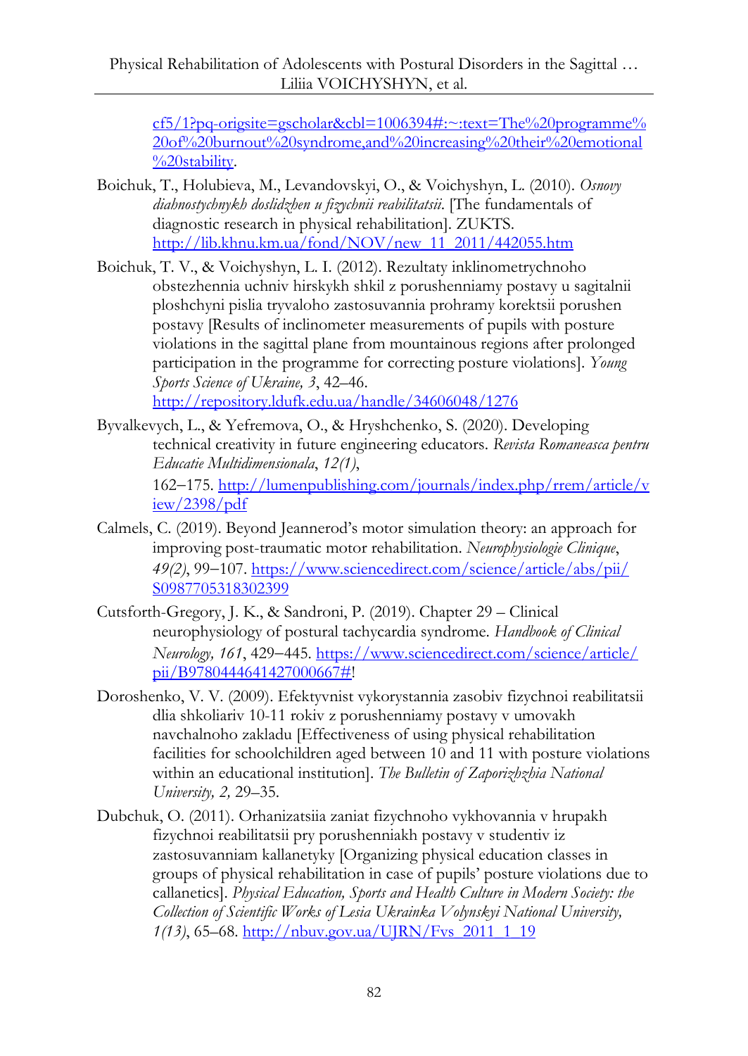cf5/1?pq-origsite=gscholar&cbl=1006394#:~:text=The%20programme%20of%20burnout%20syndrome,and%20increasing%20their%20emotional%20stability.

Boichuk, T., Holubieva, M., Levandovskyi, O., & Voichyshyn, L. (2010). *Osnovy diahnostychnykh doslidzhen u fizychnii reabilitatsii*. [The fundamentals of diagnostic research in physical rehabilitation]. ZUKTS. http://lib.khnu.km.ua/fond/NOV/new_11_2011/442055.htm

Boichuk, T. V., & Voichyshyn, L. I. (2012). Rezultaty inklinometrychnoho obstezhennia uchniv hirskykh shkil z porushenniamy postavy u sagitalnii ploshchyni pislia tryvaloho zastosuvannia prohramy korektsii porushen postavy [Results of inclinometer measurements of pupils with posture violations in the sagittal plane from mountainous regions after prolonged participation in the programme for correcting posture violations]. *Young Sports Science of Ukraine, 3*, 42–46. http://repository.ldufk.edu.ua/handle/34606048/1276

Byvalkevych, L., & Yefremova, O., & Hryshchenko, S. (2020). Developing technical creativity in future engineering educators. *Revista Romaneasca pentru Educatie Multidimensionala*, *12(1)*, 162–175. http://lumenpublishing.com/journals/index.php/rrem/article/view/2398/pdf

Calmels, C. (2019). Beyond Jeannerod's motor simulation theory: an approach for improving post-traumatic motor rehabilitation. *Neurophysiologie Clinique*, *49(2)*, 99–107. https://www.sciencedirect.com/science/article/abs/pii/S0987705318302399

Cutsforth-Gregory, J. K., & Sandroni, P. (2019). Chapter 29 – Clinical neurophysiology of postural tachycardia syndrome. *Handbook of Clinical Neurology, 161*, 429–445. https://www.sciencedirect.com/science/article/pii/B9780444641427000667#!

Doroshenko, V. V. (2009). Efektyvnist vykorystannia zasobiv fizychnoi reabilitatsii dlia shkoliariv 10-11 rokiv z porushenniamy postavy v umovakh navchalnoho zakladu [Effectiveness of using physical rehabilitation facilities for schoolchildren aged between 10 and 11 with posture violations within an educational institution]. *The Bulletin of Zaporizhzhia National University, 2,* 29–35.

Dubchuk, O. (2011). Orhanizatsiia zaniat fizychnoho vykhovannia v hrupakh fizychnoi reabilitatsii pry porushenniakh postavy v studentiv iz zastosuvanniam kallanetyky [Organizing physical education classes in groups of physical rehabilitation in case of pupils' posture violations due to callanetics]. *Physical Education, Sports and Health Culture in Modern Society: the Collection of Scientific Works of Lesia Ukrainka Volynskyi National University, 1(13)*, 65–68. http://nbuv.gov.ua/UJRN/Fvs_2011_1_19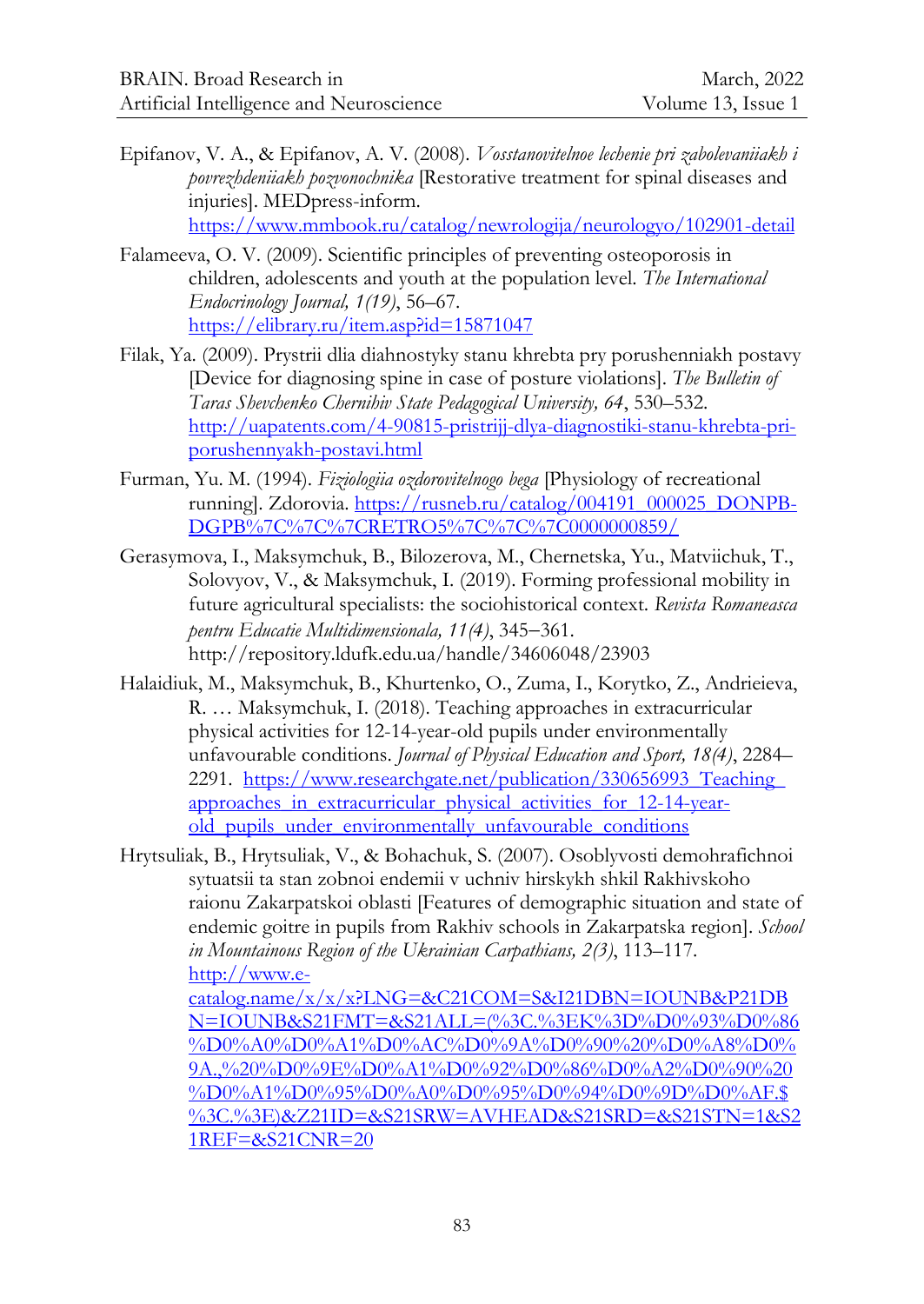Epifanov, V. A., & Epifanov, A. V. (2008). *Vosstanovitelnoe lechenie pri zabolevaniiakh i povrezhdeniiakh pozvonochnika* [Restorative treatment for spinal diseases and injuries]. MEDpress-inform. https://www.mmbook.ru/catalog/newrologija/neurologyo/102901-detail

Falameeva, O. V. (2009). Scientific principles of preventing osteoporosis in children, adolescents and youth at the population level. *The International Endocrinology Journal, 1(19)*, 56–67. https://elibrary.ru/item.asp?id=15871047

Filak, Ya. (2009). Prystrii dlia diahnostyky stanu khrebta pry porushenniakh postavy [Device for diagnosing spine in case of posture violations]. *The Bulletin of Taras Shevchenko Chernihiv State Pedagogical University, 64*, 530–532. http://uapatents.com/4-90815-pristrijj-dlya-diagnostiki-stanu-khrebta-pri-porushennyakh-postavi.html

Furman, Yu. M. (1994). *Fiziologiia ozdorovitelnogo bega* [Physiology of recreational running]. Zdorovia. https://rusneb.ru/catalog/004191_000025_DONPB-DGPB%7C%7C%7CRETRO5%7C%7C%7C0000000859/

Gerasymova, I., Maksymchuk, B., Bilozerova, M., Chernetska, Yu., Matviichuk, T., Solovyov, V., & Maksymchuk, I. (2019). Forming professional mobility in future agricultural specialists: the sociohistorical context. *Revista Romaneasca pentru Educatie Multidimensionala, 11(4)*, 345–361. http://repository.ldufk.edu.ua/handle/34606048/23903

Halaidiuk, M., Maksymchuk, B., Khurtenko, O., Zuma, I., Korytko, Z., Andrieieva, R. … Maksymchuk, I. (2018). Teaching approaches in extracurricular physical activities for 12-14-year-old pupils under environmentally unfavourable conditions. *Journal of Physical Education and Sport, 18(4)*, 2284–2291. https://www.researchgate.net/publication/330656993_Teaching_approaches_in_extracurricular_physical_activities_for_12-14-year-old_pupils_under_environmentally_unfavourable_conditions

Hrytsuliak, B., Hrytsuliak, V., & Bohachuk, S. (2007). Osoblyvosti demohrafichnoi sytuatsii ta stan zobnoi endemii v uchniv hirskykh shkil Rakhivskoho raionu Zakarpatskoi oblasti [Features of demographic situation and state of endemic goitre in pupils from Rakhiv schools in Zakarpatska region]. *School in Mountainous Region of the Ukrainian Carpathians, 2(3)*, 113–117. http://www.e-catalog.name/x/x/x?LNG=&C21COM=S&I21DBN=IOUNB&P21DBN=IOUNB&S21FMT=&S21ALL=(%3C.%3EK%3D%D0%93%D0%86%D0%A0%D0%A1%D0%AC%D0%9A%D0%90%20%D0%A8%D0%9A.,%20%D0%9E%D0%A1%D0%92%D0%86%D0%A2%D0%90%20%D0%A1%D0%95%D0%A0%D0%95%D0%94%D0%9D%D0%AF.$%3C.%3E)&Z21ID=&S21SRW=AVHEAD&S21SRD=&S21STN=1&S21REF=&S21CNR=20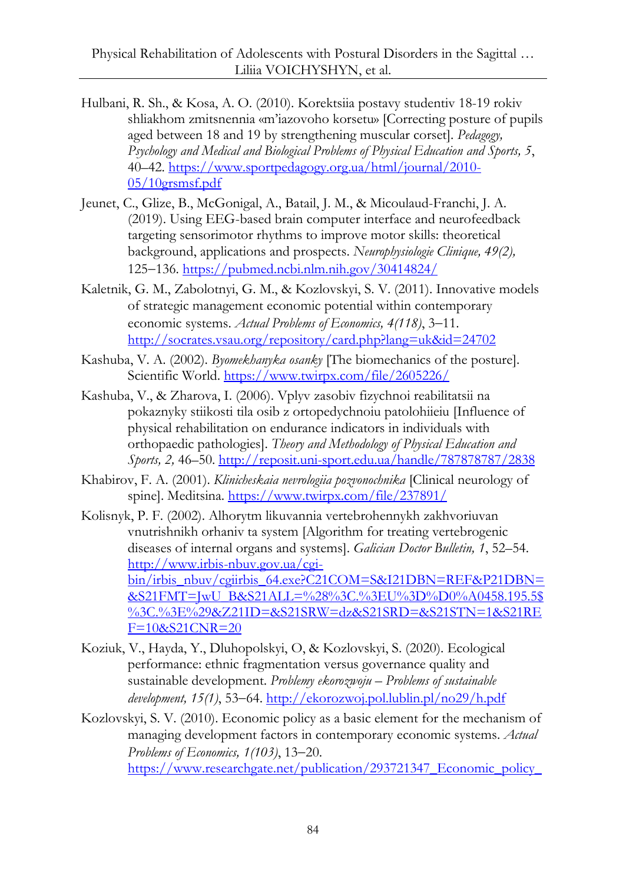Hulbani, R. Sh., & Kosa, A. O. (2010). Korektsiia postavy studentiv 18-19 rokiv shliakhom zmitsnennia «m'iazovoho korsetu» [Correcting posture of pupils aged between 18 and 19 by strengthening muscular corset]. *Pedagogy, Psychology and Medical and Biological Problems of Physical Education and Sports, 5*, 40–42. https://www.sportpedagogy.org.ua/html/journal/2010-05/10grsmsf.pdf

Jeunet, C., Glize, B., McGonigal, A., Batail, J. M., & Micoulaud-Franchi, J. A. (2019). Using EEG-based brain computer interface and neurofeedback targeting sensorimotor rhythms to improve motor skills: theoretical background, applications and prospects. *Neurophysiologie Clinique, 49(2),* 125–136. https://pubmed.ncbi.nlm.nih.gov/30414824/

Kaletnik, G. M., Zabolotnyi, G. M., & Kozlovskyi, S. V. (2011). Innovative models of strategic management economic potential within contemporary economic systems. *Actual Problems of Economics, 4(118)*, 3–11. http://socrates.vsau.org/repository/card.php?lang=uk&id=24702

Kashuba, V. A. (2002). *Byomekhanyka osanky* [The biomechanics of the posture]. Scientific World. https://www.twirpx.com/file/2605226/

Kashuba, V., & Zharova, I. (2006). Vplyv zasobiv fizychnoi reabilitatsii na pokaznyky stiikosti tila osib z ortopedychnoiu patolohiieiu [Influence of physical rehabilitation on endurance indicators in individuals with orthopaedic pathologies]. *Theory and Methodology of Physical Education and Sports, 2,* 46–50. http://reposit.uni-sport.edu.ua/handle/787878787/2838

Khabirov, F. A. (2001). *Klinicheskaia nevrologiia pozvonochnika* [Clinical neurology of spine]. Meditsina. https://www.twirpx.com/file/237891/

Kolisnyk, P. F. (2002). Alhorytm likuvannia vertebrohennykh zakhvoriuvan vnutrishnikh orhaniv ta system [Algorithm for treating vertebrogenic diseases of internal organs and systems]. *Galician Doctor Bulletin, 1*, 52–54. http://www.irbis-nbuv.gov.ua/cgi-bin/irbis_nbuv/cgiirbis_64.exe?C21COM=S&I21DBN=REF&P21DBN=&S21FMT=JwU_B&S21ALL=%28%3C.%3EU%3D%D0%A0458.195.5$%3C.%3E%29&Z21ID=&S21SRW=dz&S21SRD=&S21STN=1&S21REF=10&S21CNR=20

Koziuk, V., Hayda, Y., Dluhopolskyi, O, & Kozlovskyi, S. (2020). Ecological performance: ethnic fragmentation versus governance quality and sustainable development. *Problemy ekorozwoju – Problems of sustainable development, 15(1)*, 53–64. http://ekorozwoj.pol.lublin.pl/no29/h.pdf

Kozlovskyi, S. V. (2010). Economic policy as a basic element for the mechanism of managing development factors in contemporary economic systems. *Actual Problems of Economics, 1(103)*, 13–20. https://www.researchgate.net/publication/293721347_Economic_policy_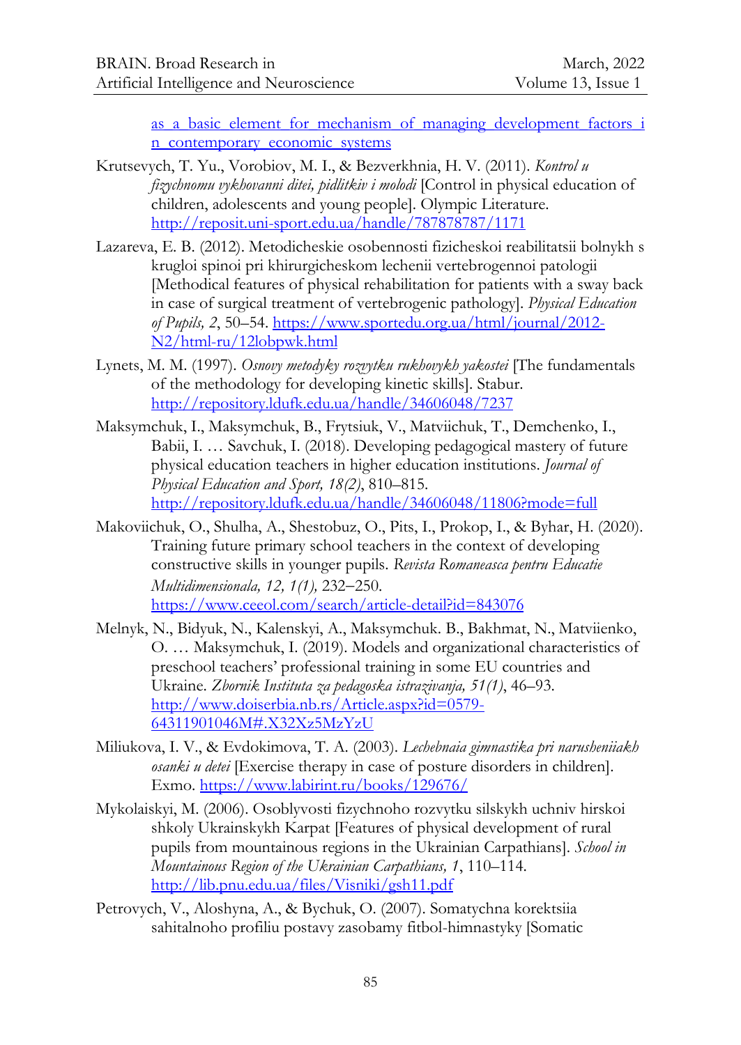[as a basic element for mechanism of managing development factors in contemporary economic systems](#)

Krutsevych, T. Yu., Vorobiov, M. I., & Bezverkhnia, H. V. (2011). *Kontrol u fizychnomu vykhovanni ditei, pidlitkiv i molodi* [Control in physical education of children, adolescents and young people]. Olympic Literature. http://reposit.uni-sport.edu.ua/handle/787878787/1171

Lazareva, E. B. (2012). Metodicheskie osobennosti fizicheskoi reabilitatsii bolnykh s krugloi spinoi pri khirurgicheskom lechenii vertebrogennoi patologii [Methodical features of physical rehabilitation for patients with a sway back in case of surgical treatment of vertebrogenic pathology]. *Physical Education of Pupils, 2*, 50–54. https://www.sportedu.org.ua/html/journal/2012-N2/html-ru/12lobpwk.html

Lynets, M. M. (1997). *Osnovy metodyky rozvytku rukhovykh yakostei* [The fundamentals of the methodology for developing kinetic skills]. Stabur. http://repository.ldufk.edu.ua/handle/34606048/7237

Maksymchuk, I., Maksymchuk, B., Frytsiuk, V., Matviichuk, T., Demchenko, I., Babii, I. … Savchuk, I. (2018). Developing pedagogical mastery of future physical education teachers in higher education institutions. *Journal of Physical Education and Sport, 18(2)*, 810–815. http://repository.ldufk.edu.ua/handle/34606048/11806?mode=full

Makoviichuk, O., Shulha, A., Shestobuz, O., Pits, I., Prokop, I., & Byhar, H. (2020). Training future primary school teachers in the context of developing constructive skills in younger pupils. *Revista Romaneasca pentru Educatie Multidimensionala, 12, 1(1),* 232–250. https://www.ceeol.com/search/article-detail?id=843076

Melnyk, N., Bidyuk, N., Kalenskyi, A., Maksymchuk. B., Bakhmat, N., Matviienko, O. … Maksymchuk, I. (2019). Models and organizational characteristics of preschool teachers' professional training in some EU countries and Ukraine. *Zbornik Instituta za pedagoska istrazivanja, 51(1)*, 46–93. http://www.doiserbia.nb.rs/Article.aspx?id=0579-64311901046M#.X32Xz5MzYzU

Miliukova, I. V., & Evdokimova, T. A. (2003). *Lechebnaia gimnastika pri narusheniiakh osanki u detei* [Exercise therapy in case of posture disorders in children]. Exmo. https://www.labirint.ru/books/129676/

Mykolaiskyi, M. (2006). Osoblyvosti fizychnoho rozvytku silskykh uchniv hirskoi shkoly Ukrainskykh Karpat [Features of physical development of rural pupils from mountainous regions in the Ukrainian Carpathians]. *School in Mountainous Region of the Ukrainian Carpathians, 1*, 110–114. http://lib.pnu.edu.ua/files/Visniki/gsh11.pdf

Petrovych, V., Aloshyna, A., & Bychuk, O. (2007). Somatychna korektsiia sahitalnoho profiliu postavy zasobamy fitbol-himnastyky [Somatic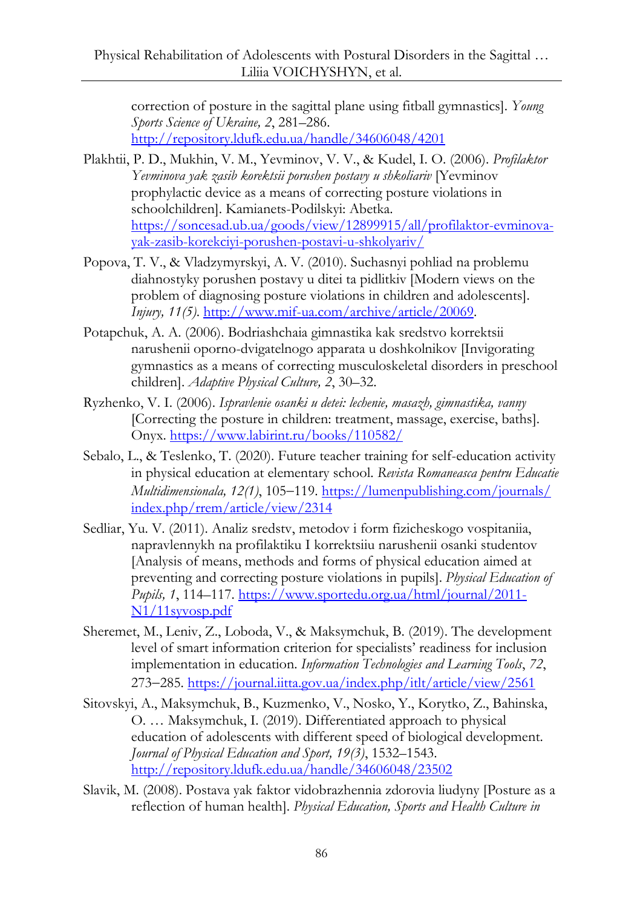correction of posture in the sagittal plane using fitball gymnastics]. *Young Sports Science of Ukraine, 2*, 281–286. http://repository.ldufk.edu.ua/handle/34606048/4201

Plakhtii, P. D., Mukhin, V. M., Yevminov, V. V., & Kudel, I. O. (2006). *Profilaktor Yevminova yak zasib korektsii porushen postavy u shkoliariv* [Yevminov prophylactic device as a means of correcting posture violations in schoolchildren]. Kamianets-Podilskyi: Abetka. https://soncesad.ub.ua/goods/view/12899915/all/profilaktor-evminova-yak-zasib-korekciyi-porushen-postavi-u-shkolyariv/

Popova, T. V., & Vladzymyrskyi, A. V. (2010). Suchasnyi pohliad na problemu diahnostyky porushen postavy u ditei ta pidlitkiv [Modern views on the problem of diagnosing posture violations in children and adolescents]. *Injury, 11(5)*. http://www.mif-ua.com/archive/article/20069.

Potapchuk, A. A. (2006). Bodriashchaia gimnastika kak sredstvo korrektsii narushenii oporno-dvigatelnogo apparata u doshkolnikov [Invigorating gymnastics as a means of correcting musculoskeletal disorders in preschool children]. *Adaptive Physical Culture, 2*, 30–32.

Ryzhenko, V. I. (2006). *Ispravlenie osanki u detei: lechenie, masazh, gimnastika, vanny* [Correcting the posture in children: treatment, massage, exercise, baths]. Onyx. https://www.labirint.ru/books/110582/

Sebalo, L., & Teslenko, T. (2020). Future teacher training for self-education activity in physical education at elementary school. *Revista Romaneasca pentru Educatie Multidimensionala, 12(1)*, 105–119. https://lumenpublishing.com/journals/index.php/rrem/article/view/2314

Sedliar, Yu. V. (2011). Analiz sredstv, metodov i form fizicheskogo vospitaniia, napravlennykh na profilaktiku I korrektsiiu narushenii osanki studentov [Analysis of means, methods and forms of physical education aimed at preventing and correcting posture violations in pupils]. *Physical Education of Pupils, 1*, 114–117. https://www.sportedu.org.ua/html/journal/2011-N1/11syvosp.pdf

Sheremet, M., Leniv, Z., Loboda, V., & Maksymchuk, B. (2019). The development level of smart information criterion for specialists' readiness for inclusion implementation in education. *Information Technologies and Learning Tools*, *72*, 273–285. https://journal.iitta.gov.ua/index.php/itlt/article/view/2561

Sitovskyi, A., Maksymchuk, B., Kuzmenko, V., Nosko, Y., Korytko, Z., Bahinska, O. … Maksymchuk, I. (2019). Differentiated approach to physical education of adolescents with different speed of biological development. *Journal of Physical Education and Sport, 19(3)*, 1532–1543. http://repository.ldufk.edu.ua/handle/34606048/23502

Slavik, M. (2008). Postava yak faktor vidobrazhennia zdorovia liudyny [Posture as a reflection of human health]. *Physical Education, Sports and Health Culture in*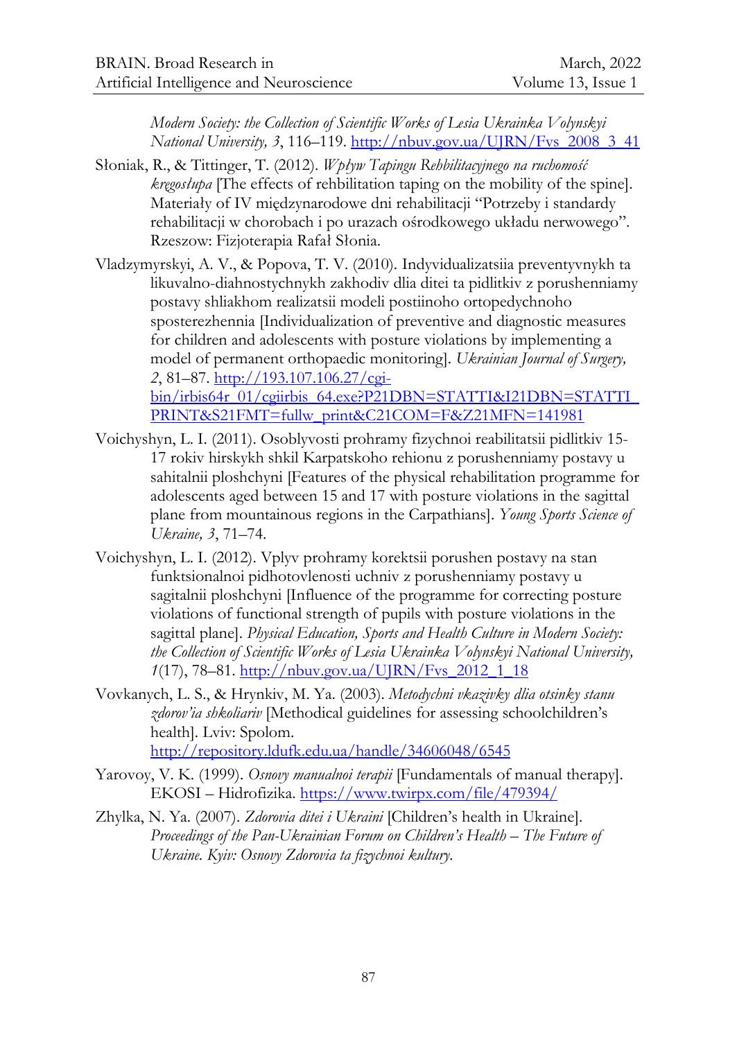*Modern Society: the Collection of Scientific Works of Lesia Ukrainka Volynskyi National University, 3*, 116–119. http://nbuv.gov.ua/UJRN/Fvs_2008_3_41

Słoniak, R., & Tittinger, T. (2012). *Wpływ Tapingu Rehbilitacyjnego na ruchomość kręgosłupa* [The effects of rehbilitation taping on the mobility of the spine]. Materiały of IV międzynarodowe dni rehabilitacji "Potrzeby i standardy rehabilitacji w chorobach i po urazach ośrodkowego układu nerwowego". Rzeszow: Fizjoterapia Rafał Słonia.

Vladzymyrskyi, A. V., & Popova, T. V. (2010). Indyvidualizatsiia preventyvnykh ta likuvalno-diahnostychnykh zakhodiv dlia ditei ta pidlitkiv z porushenniamy postavy shliakhom realizatsii modeli postiinoho ortopedychnoho sposterezhennia [Individualization of preventive and diagnostic measures for children and adolescents with posture violations by implementing a model of permanent orthopaedic monitoring]. *Ukrainian Journal of Surgery, 2*, 81–87. http://193.107.106.27/cgi-bin/irbis64r_01/cgiirbis_64.exe?P21DBN=STATTI&I21DBN=STATTI_PRINT&S21FMT=fullw_print&C21COM=F&Z21MFN=141981

Voichyshyn, L. I. (2011). Osoblyvosti prohramy fizychnoi reabilitatsii pidlitkiv 15-17 rokiv hirskykh shkil Karpatskoho rehionu z porushenniamy postavy u sahitalnii ploshchyni [Features of the physical rehabilitation programme for adolescents aged between 15 and 17 with posture violations in the sagittal plane from mountainous regions in the Carpathians]. *Young Sports Science of Ukraine, 3*, 71–74.

Voichyshyn, L. I. (2012). Vplyv prohramy korektsii porushen postavy na stan funktsionalnoi pidhotovlenosti uchniv z porushenniamy postavy u sagitalnii ploshchyni [Influence of the programme for correcting posture violations of functional strength of pupils with posture violations in the sagittal plane]. *Physical Education, Sports and Health Culture in Modern Society: the Collection of Scientific Works of Lesia Ukrainka Volynskyi National University, 1*(17), 78–81. http://nbuv.gov.ua/UJRN/Fvs_2012_1_18

Vovkanych, L. S., & Hrynkiv, M. Ya. (2003). *Metodychni vkazivky dlia otsinky stanu zdorov'ia shkoliariv* [Methodical guidelines for assessing schoolchildren's health]. Lviv: Spolom. http://repository.ldufk.edu.ua/handle/34606048/6545

Yarovoy, V. K. (1999). *Osnovy manualnoi terapii* [Fundamentals of manual therapy]. EKOSI – Hidrofizika. https://www.twirpx.com/file/479394/

Zhylka, N. Ya. (2007). *Zdorovia ditei i Ukraini* [Children's health in Ukraine]. *Proceedings of the Pan-Ukrainian Forum on Children's Health – The Future of Ukraine. Kyiv: Osnovy Zdorovia ta fizychnoi kultury.*